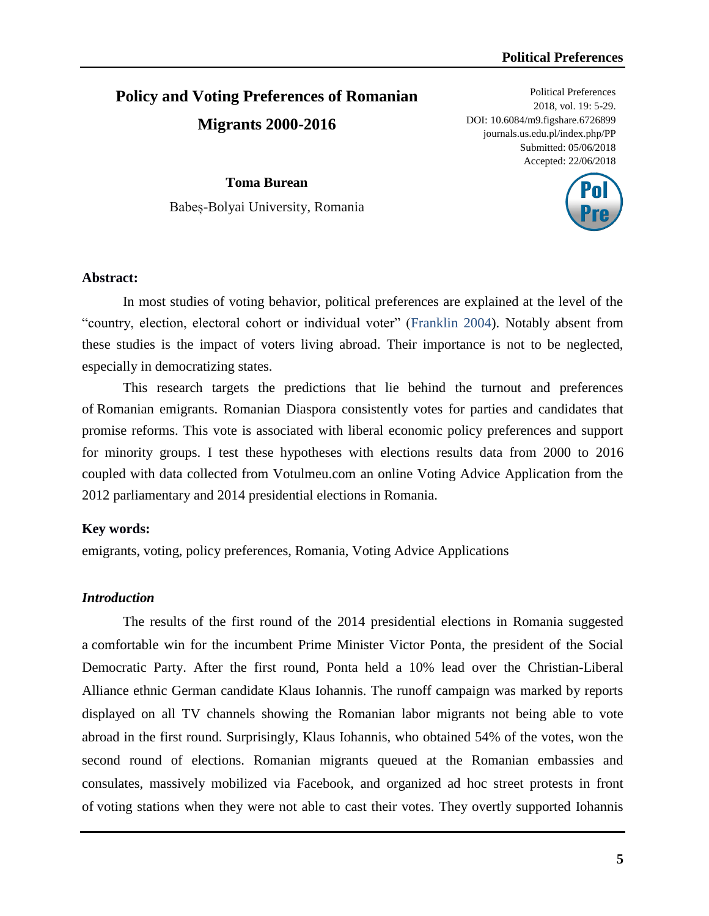# Policy and Voting Preferences of Romanian Migrants 2000-2016

Political Preferences
2018, vol. 19: 5-29.
DOI: 10.6084/m9.figshare.6726899
journals.us.edu.pl/index.php/PP
Submitted: 05/06/2018
Accepted: 22/06/2018

**Toma Burean**

Babeș-Bolyai University, Romania

**Abstract:**

In most studies of voting behavior, political preferences are explained at the level of the "country, election, electoral cohort or individual voter" (Franklin 2004). Notably absent from these studies is the impact of voters living abroad. Their importance is not to be neglected, especially in democratizing states.

This research targets the predictions that lie behind the turnout and preferences of Romanian emigrants. Romanian Diaspora consistently votes for parties and candidates that promise reforms. This vote is associated with liberal economic policy preferences and support for minority groups. I test these hypotheses with elections results data from 2000 to 2016 coupled with data collected from Votulmeu.com an online Voting Advice Application from the 2012 parliamentary and 2014 presidential elections in Romania.

**Key words:**

emigrants, voting, policy preferences, Romania, Voting Advice Applications

## *Introduction*

The results of the first round of the 2014 presidential elections in Romania suggested a comfortable win for the incumbent Prime Minister Victor Ponta, the president of the Social Democratic Party. After the first round, Ponta held a 10% lead over the Christian-Liberal Alliance ethnic German candidate Klaus Iohannis. The runoff campaign was marked by reports displayed on all TV channels showing the Romanian labor migrants not being able to vote abroad in the first round. Surprisingly, Klaus Iohannis, who obtained 54% of the votes, won the second round of elections. Romanian migrants queued at the Romanian embassies and consulates, massively mobilized via Facebook, and organized ad hoc street protests in front of voting stations when they were not able to cast their votes. They overtly supported Iohannis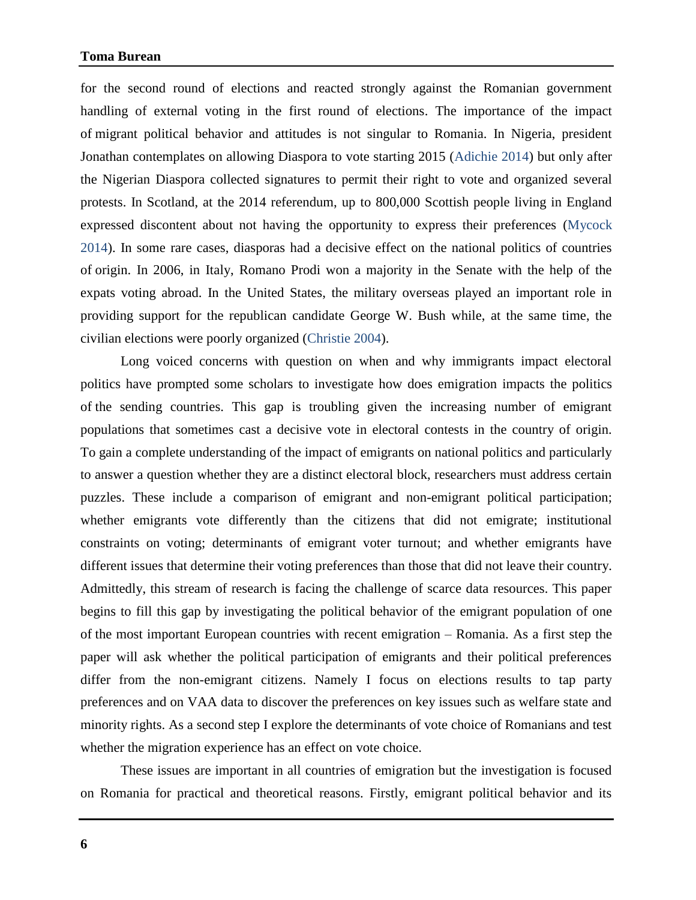for the second round of elections and reacted strongly against the Romanian government handling of external voting in the first round of elections. The importance of the impact of migrant political behavior and attitudes is not singular to Romania. In Nigeria, president Jonathan contemplates on allowing Diaspora to vote starting 2015 (Adichie 2014) but only after the Nigerian Diaspora collected signatures to permit their right to vote and organized several protests. In Scotland, at the 2014 referendum, up to 800,000 Scottish people living in England expressed discontent about not having the opportunity to express their preferences (Mycock 2014). In some rare cases, diasporas had a decisive effect on the national politics of countries of origin. In 2006, in Italy, Romano Prodi won a majority in the Senate with the help of the expats voting abroad. In the United States, the military overseas played an important role in providing support for the republican candidate George W. Bush while, at the same time, the civilian elections were poorly organized (Christie 2004).

Long voiced concerns with question on when and why immigrants impact electoral politics have prompted some scholars to investigate how does emigration impacts the politics of the sending countries. This gap is troubling given the increasing number of emigrant populations that sometimes cast a decisive vote in electoral contests in the country of origin. To gain a complete understanding of the impact of emigrants on national politics and particularly to answer a question whether they are a distinct electoral block, researchers must address certain puzzles. These include a comparison of emigrant and non-emigrant political participation; whether emigrants vote differently than the citizens that did not emigrate; institutional constraints on voting; determinants of emigrant voter turnout; and whether emigrants have different issues that determine their voting preferences than those that did not leave their country. Admittedly, this stream of research is facing the challenge of scarce data resources. This paper begins to fill this gap by investigating the political behavior of the emigrant population of one of the most important European countries with recent emigration – Romania. As a first step the paper will ask whether the political participation of emigrants and their political preferences differ from the non-emigrant citizens. Namely I focus on elections results to tap party preferences and on VAA data to discover the preferences on key issues such as welfare state and minority rights. As a second step I explore the determinants of vote choice of Romanians and test whether the migration experience has an effect on vote choice.

These issues are important in all countries of emigration but the investigation is focused on Romania for practical and theoretical reasons. Firstly, emigrant political behavior and its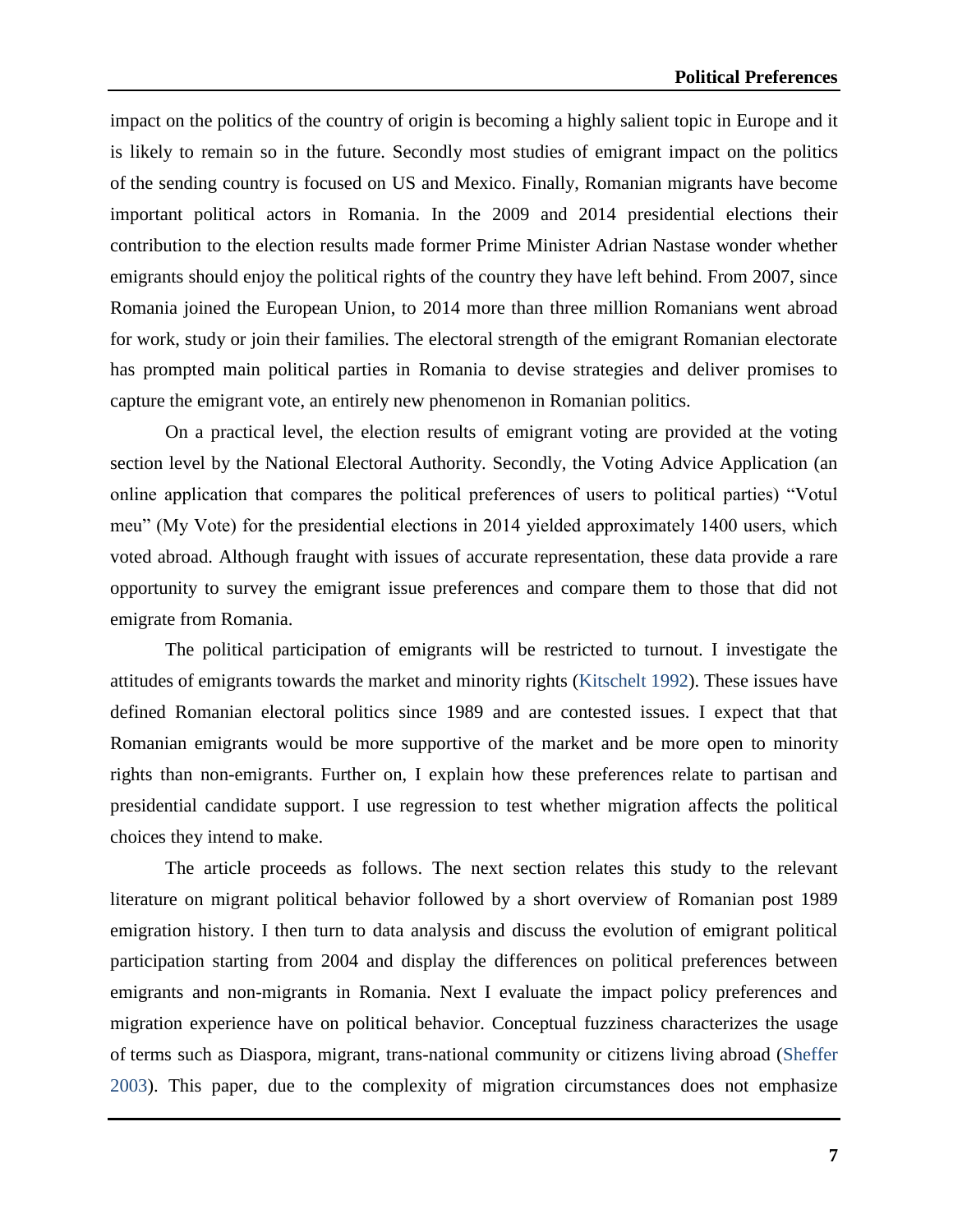impact on the politics of the country of origin is becoming a highly salient topic in Europe and it is likely to remain so in the future. Secondly most studies of emigrant impact on the politics of the sending country is focused on US and Mexico. Finally, Romanian migrants have become important political actors in Romania. In the 2009 and 2014 presidential elections their contribution to the election results made former Prime Minister Adrian Nastase wonder whether emigrants should enjoy the political rights of the country they have left behind. From 2007, since Romania joined the European Union, to 2014 more than three million Romanians went abroad for work, study or join their families. The electoral strength of the emigrant Romanian electorate has prompted main political parties in Romania to devise strategies and deliver promises to capture the emigrant vote, an entirely new phenomenon in Romanian politics.

On a practical level, the election results of emigrant voting are provided at the voting section level by the National Electoral Authority. Secondly, the Voting Advice Application (an online application that compares the political preferences of users to political parties) "Votul meu" (My Vote) for the presidential elections in 2014 yielded approximately 1400 users, which voted abroad. Although fraught with issues of accurate representation, these data provide a rare opportunity to survey the emigrant issue preferences and compare them to those that did not emigrate from Romania.

The political participation of emigrants will be restricted to turnout. I investigate the attitudes of emigrants towards the market and minority rights (Kitschelt 1992). These issues have defined Romanian electoral politics since 1989 and are contested issues. I expect that that Romanian emigrants would be more supportive of the market and be more open to minority rights than non-emigrants. Further on, I explain how these preferences relate to partisan and presidential candidate support. I use regression to test whether migration affects the political choices they intend to make.

The article proceeds as follows. The next section relates this study to the relevant literature on migrant political behavior followed by a short overview of Romanian post 1989 emigration history. I then turn to data analysis and discuss the evolution of emigrant political participation starting from 2004 and display the differences on political preferences between emigrants and non-migrants in Romania. Next I evaluate the impact policy preferences and migration experience have on political behavior. Conceptual fuzziness characterizes the usage of terms such as Diaspora, migrant, trans-national community or citizens living abroad (Sheffer 2003). This paper, due to the complexity of migration circumstances does not emphasize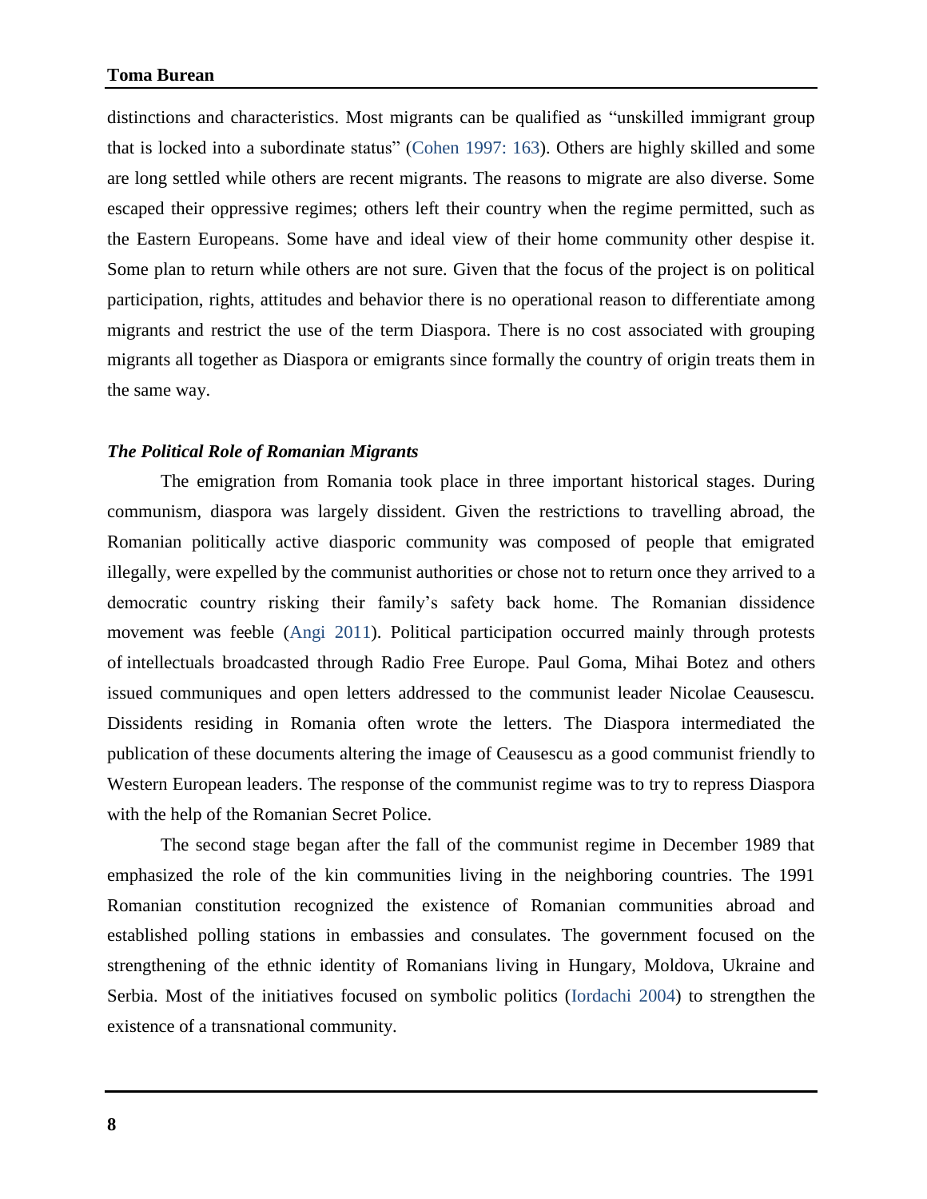distinctions and characteristics. Most migrants can be qualified as "unskilled immigrant group that is locked into a subordinate status" (Cohen 1997: 163). Others are highly skilled and some are long settled while others are recent migrants. The reasons to migrate are also diverse. Some escaped their oppressive regimes; others left their country when the regime permitted, such as the Eastern Europeans. Some have and ideal view of their home community other despise it. Some plan to return while others are not sure. Given that the focus of the project is on political participation, rights, attitudes and behavior there is no operational reason to differentiate among migrants and restrict the use of the term Diaspora. There is no cost associated with grouping migrants all together as Diaspora or emigrants since formally the country of origin treats them in the same way.

### *The Political Role of Romanian Migrants*

The emigration from Romania took place in three important historical stages. During communism, diaspora was largely dissident. Given the restrictions to travelling abroad, the Romanian politically active diasporic community was composed of people that emigrated illegally, were expelled by the communist authorities or chose not to return once they arrived to a democratic country risking their family's safety back home. The Romanian dissidence movement was feeble (Angi 2011). Political participation occurred mainly through protests of intellectuals broadcasted through Radio Free Europe. Paul Goma, Mihai Botez and others issued communiques and open letters addressed to the communist leader Nicolae Ceausescu. Dissidents residing in Romania often wrote the letters. The Diaspora intermediated the publication of these documents altering the image of Ceausescu as a good communist friendly to Western European leaders. The response of the communist regime was to try to repress Diaspora with the help of the Romanian Secret Police.

The second stage began after the fall of the communist regime in December 1989 that emphasized the role of the kin communities living in the neighboring countries. The 1991 Romanian constitution recognized the existence of Romanian communities abroad and established polling stations in embassies and consulates. The government focused on the strengthening of the ethnic identity of Romanians living in Hungary, Moldova, Ukraine and Serbia. Most of the initiatives focused on symbolic politics (Iordachi 2004) to strengthen the existence of a transnational community.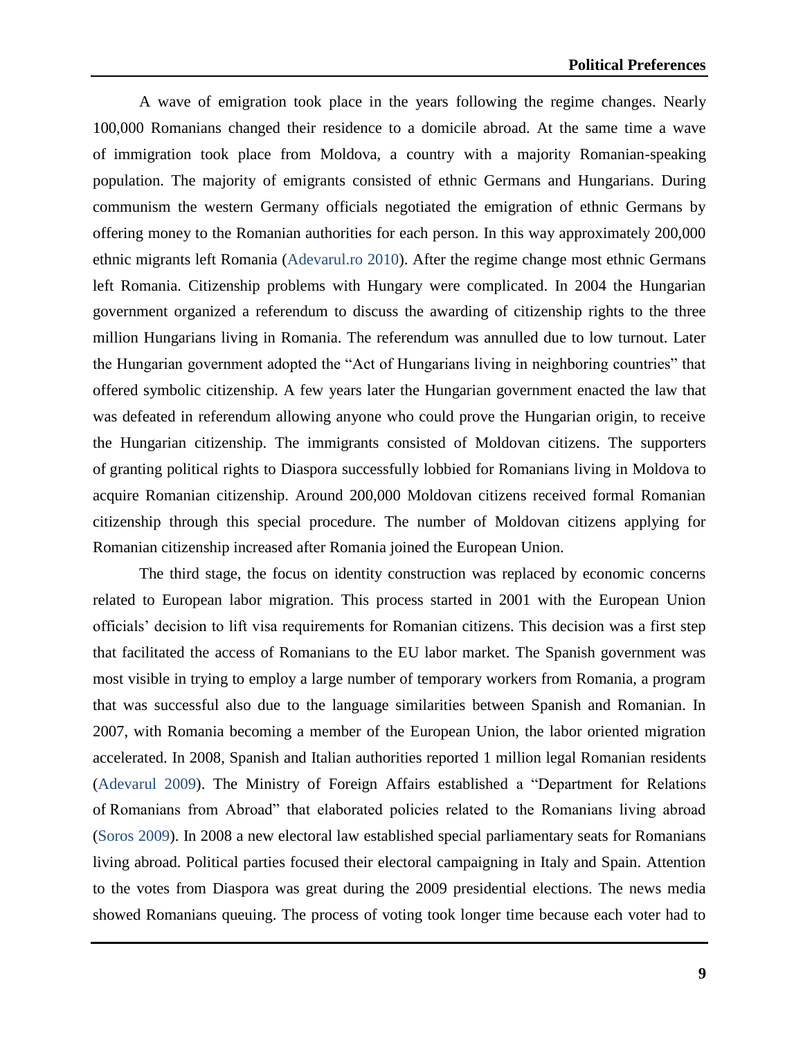A wave of emigration took place in the years following the regime changes. Nearly 100,000 Romanians changed their residence to a domicile abroad. At the same time a wave of immigration took place from Moldova, a country with a majority Romanian-speaking population. The majority of emigrants consisted of ethnic Germans and Hungarians. During communism the western Germany officials negotiated the emigration of ethnic Germans by offering money to the Romanian authorities for each person. In this way approximately 200,000 ethnic migrants left Romania (Adevarul.ro 2010). After the regime change most ethnic Germans left Romania. Citizenship problems with Hungary were complicated. In 2004 the Hungarian government organized a referendum to discuss the awarding of citizenship rights to the three million Hungarians living in Romania. The referendum was annulled due to low turnout. Later the Hungarian government adopted the "Act of Hungarians living in neighboring countries" that offered symbolic citizenship. A few years later the Hungarian government enacted the law that was defeated in referendum allowing anyone who could prove the Hungarian origin, to receive the Hungarian citizenship. The immigrants consisted of Moldovan citizens. The supporters of granting political rights to Diaspora successfully lobbied for Romanians living in Moldova to acquire Romanian citizenship. Around 200,000 Moldovan citizens received formal Romanian citizenship through this special procedure. The number of Moldovan citizens applying for Romanian citizenship increased after Romania joined the European Union.

The third stage, the focus on identity construction was replaced by economic concerns related to European labor migration. This process started in 2001 with the European Union officials' decision to lift visa requirements for Romanian citizens. This decision was a first step that facilitated the access of Romanians to the EU labor market. The Spanish government was most visible in trying to employ a large number of temporary workers from Romania, a program that was successful also due to the language similarities between Spanish and Romanian. In 2007, with Romania becoming a member of the European Union, the labor oriented migration accelerated. In 2008, Spanish and Italian authorities reported 1 million legal Romanian residents (Adevarul 2009). The Ministry of Foreign Affairs established a "Department for Relations of Romanians from Abroad" that elaborated policies related to the Romanians living abroad (Soros 2009). In 2008 a new electoral law established special parliamentary seats for Romanians living abroad. Political parties focused their electoral campaigning in Italy and Spain. Attention to the votes from Diaspora was great during the 2009 presidential elections. The news media showed Romanians queuing. The process of voting took longer time because each voter had to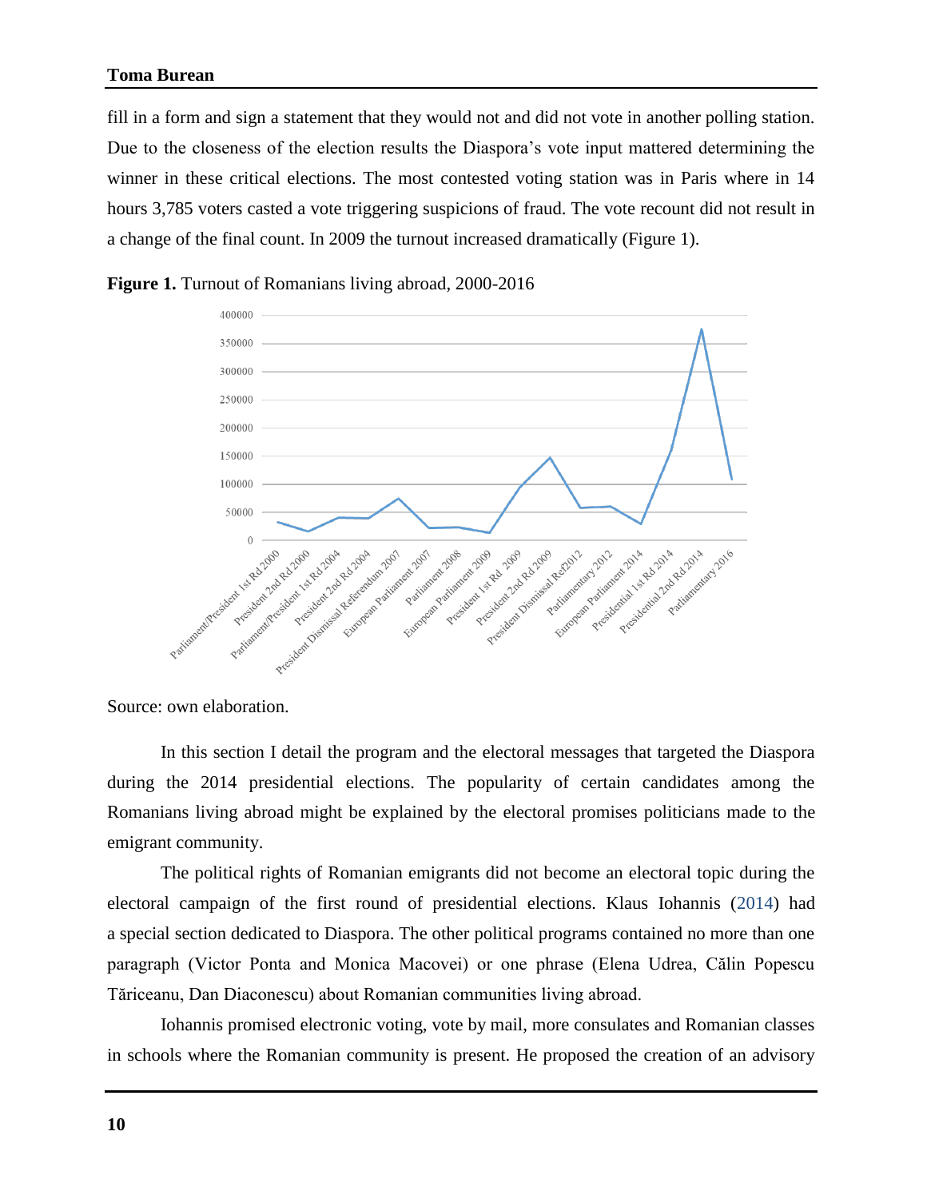fill in a form and sign a statement that they would not and did not vote in another polling station. Due to the closeness of the election results the Diaspora's vote input mattered determining the winner in these critical elections. The most contested voting station was in Paris where in 14 hours 3,785 voters casted a vote triggering suspicions of fraud. The vote recount did not result in a change of the final count. In 2009 the turnout increased dramatically (Figure 1).

**Figure 1.** Turnout of Romanians living abroad, 2000-2016

Source: own elaboration.

In this section I detail the program and the electoral messages that targeted the Diaspora during the 2014 presidential elections. The popularity of certain candidates among the Romanians living abroad might be explained by the electoral promises politicians made to the emigrant community.

The political rights of Romanian emigrants did not become an electoral topic during the electoral campaign of the first round of presidential elections. Klaus Iohannis (2014) had a special section dedicated to Diaspora. The other political programs contained no more than one paragraph (Victor Ponta and Monica Macovei) or one phrase (Elena Udrea, Călin Popescu Tăriceanu, Dan Diaconescu) about Romanian communities living abroad.

Iohannis promised electronic voting, vote by mail, more consulates and Romanian classes in schools where the Romanian community is present. He proposed the creation of an advisory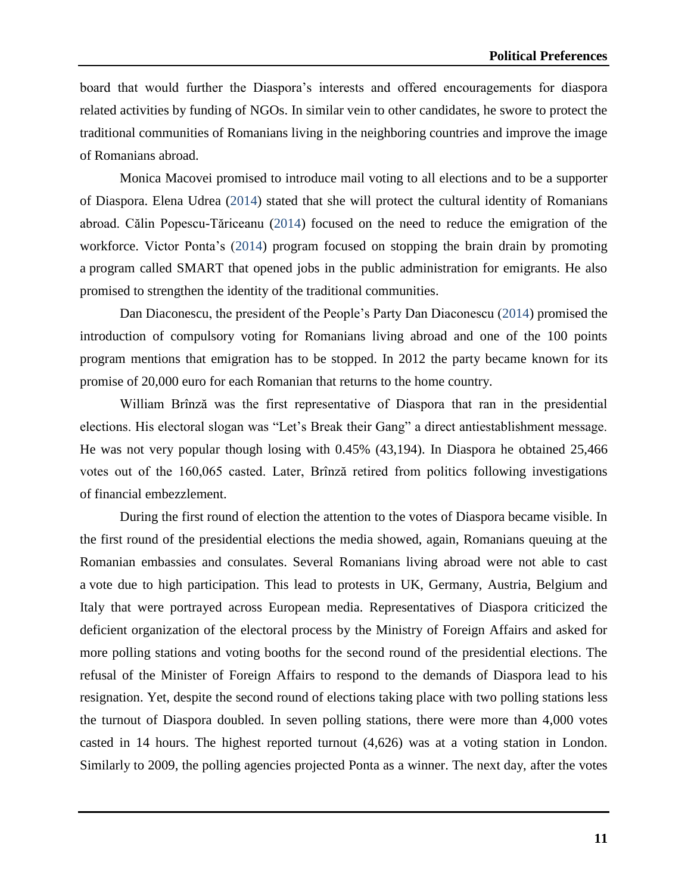board that would further the Diaspora's interests and offered encouragements for diaspora related activities by funding of NGOs. In similar vein to other candidates, he swore to protect the traditional communities of Romanians living in the neighboring countries and improve the image of Romanians abroad.

Monica Macovei promised to introduce mail voting to all elections and to be a supporter of Diaspora. Elena Udrea (2014) stated that she will protect the cultural identity of Romanians abroad. Călin Popescu-Tăriceanu (2014) focused on the need to reduce the emigration of the workforce. Victor Ponta's (2014) program focused on stopping the brain drain by promoting a program called SMART that opened jobs in the public administration for emigrants. He also promised to strengthen the identity of the traditional communities.

Dan Diaconescu, the president of the People's Party Dan Diaconescu (2014) promised the introduction of compulsory voting for Romanians living abroad and one of the 100 points program mentions that emigration has to be stopped. In 2012 the party became known for its promise of 20,000 euro for each Romanian that returns to the home country.

William Brînză was the first representative of Diaspora that ran in the presidential elections. His electoral slogan was "Let's Break their Gang" a direct antiestablishment message. He was not very popular though losing with 0.45% (43,194). In Diaspora he obtained 25,466 votes out of the 160,065 casted. Later, Brînză retired from politics following investigations of financial embezzlement.

During the first round of election the attention to the votes of Diaspora became visible. In the first round of the presidential elections the media showed, again, Romanians queuing at the Romanian embassies and consulates. Several Romanians living abroad were not able to cast a vote due to high participation. This lead to protests in UK, Germany, Austria, Belgium and Italy that were portrayed across European media. Representatives of Diaspora criticized the deficient organization of the electoral process by the Ministry of Foreign Affairs and asked for more polling stations and voting booths for the second round of the presidential elections. The refusal of the Minister of Foreign Affairs to respond to the demands of Diaspora lead to his resignation. Yet, despite the second round of elections taking place with two polling stations less the turnout of Diaspora doubled. In seven polling stations, there were more than 4,000 votes casted in 14 hours. The highest reported turnout (4,626) was at a voting station in London. Similarly to 2009, the polling agencies projected Ponta as a winner. The next day, after the votes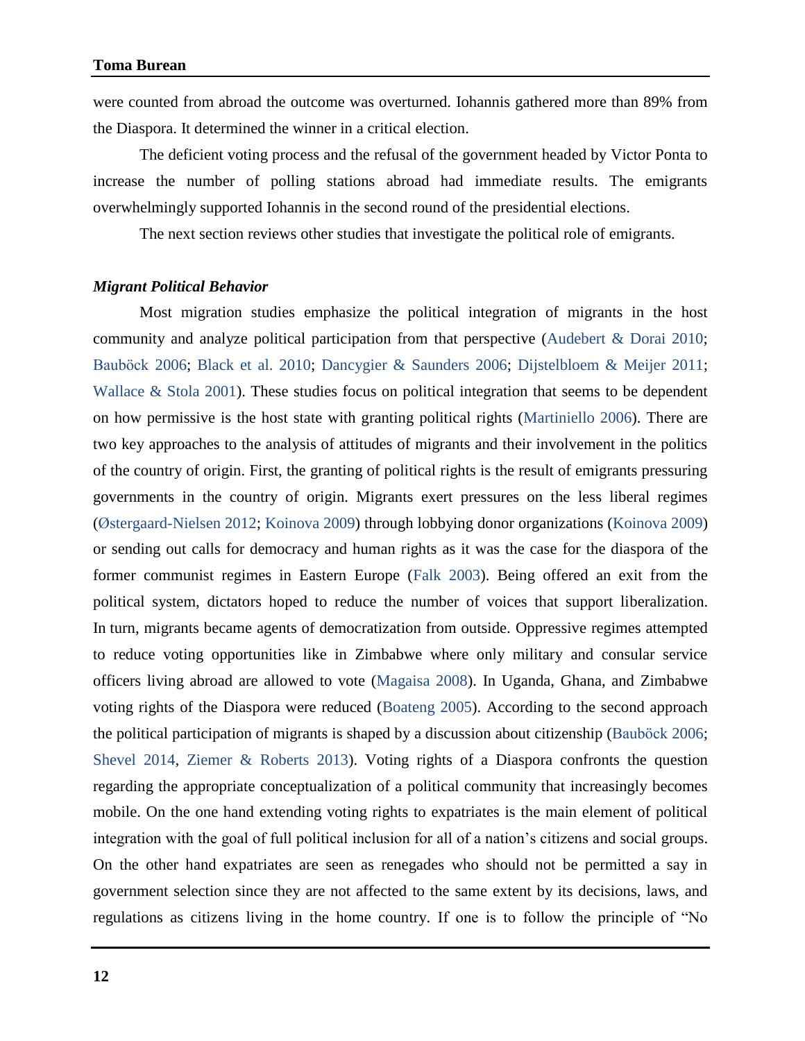were counted from abroad the outcome was overturned. Iohannis gathered more than 89% from the Diaspora. It determined the winner in a critical election.

The deficient voting process and the refusal of the government headed by Victor Ponta to increase the number of polling stations abroad had immediate results. The emigrants overwhelmingly supported Iohannis in the second round of the presidential elections.

The next section reviews other studies that investigate the political role of emigrants.

### *Migrant Political Behavior*

Most migration studies emphasize the political integration of migrants in the host community and analyze political participation from that perspective (Audebert & Dorai 2010; Bauböck 2006; Black et al. 2010; Dancygier & Saunders 2006; Dijstelbloem & Meijer 2011; Wallace & Stola 2001). These studies focus on political integration that seems to be dependent on how permissive is the host state with granting political rights (Martiniello 2006). There are two key approaches to the analysis of attitudes of migrants and their involvement in the politics of the country of origin. First, the granting of political rights is the result of emigrants pressuring governments in the country of origin. Migrants exert pressures on the less liberal regimes (Østergaard-Nielsen 2012; Koinova 2009) through lobbying donor organizations (Koinova 2009) or sending out calls for democracy and human rights as it was the case for the diaspora of the former communist regimes in Eastern Europe (Falk 2003). Being offered an exit from the political system, dictators hoped to reduce the number of voices that support liberalization. In turn, migrants became agents of democratization from outside. Oppressive regimes attempted to reduce voting opportunities like in Zimbabwe where only military and consular service officers living abroad are allowed to vote (Magaisa 2008). In Uganda, Ghana, and Zimbabwe voting rights of the Diaspora were reduced (Boateng 2005). According to the second approach the political participation of migrants is shaped by a discussion about citizenship (Bauböck 2006; Shevel 2014, Ziemer & Roberts 2013). Voting rights of a Diaspora confronts the question regarding the appropriate conceptualization of a political community that increasingly becomes mobile. On the one hand extending voting rights to expatriates is the main element of political integration with the goal of full political inclusion for all of a nation's citizens and social groups. On the other hand expatriates are seen as renegades who should not be permitted a say in government selection since they are not affected to the same extent by its decisions, laws, and regulations as citizens living in the home country. If one is to follow the principle of "No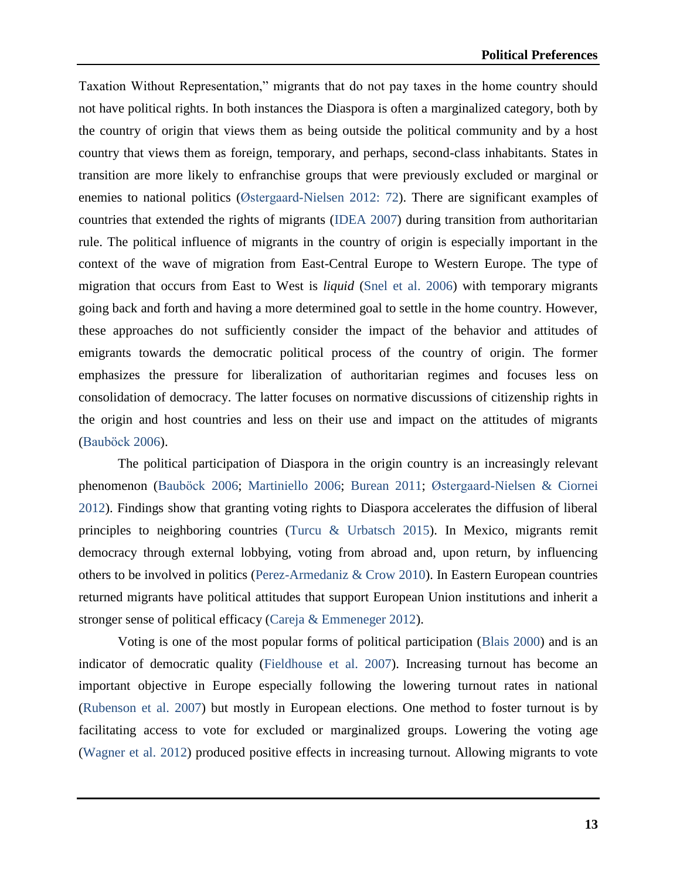Taxation Without Representation," migrants that do not pay taxes in the home country should not have political rights. In both instances the Diaspora is often a marginalized category, both by the country of origin that views them as being outside the political community and by a host country that views them as foreign, temporary, and perhaps, second-class inhabitants. States in transition are more likely to enfranchise groups that were previously excluded or marginal or enemies to national politics (Østergaard-Nielsen 2012: 72). There are significant examples of countries that extended the rights of migrants (IDEA 2007) during transition from authoritarian rule. The political influence of migrants in the country of origin is especially important in the context of the wave of migration from East-Central Europe to Western Europe. The type of migration that occurs from East to West is *liquid* (Snel et al. 2006) with temporary migrants going back and forth and having a more determined goal to settle in the home country. However, these approaches do not sufficiently consider the impact of the behavior and attitudes of emigrants towards the democratic political process of the country of origin. The former emphasizes the pressure for liberalization of authoritarian regimes and focuses less on consolidation of democracy. The latter focuses on normative discussions of citizenship rights in the origin and host countries and less on their use and impact on the attitudes of migrants (Bauböck 2006).

The political participation of Diaspora in the origin country is an increasingly relevant phenomenon (Bauböck 2006; Martiniello 2006; Burean 2011; Østergaard-Nielsen & Ciornei 2012). Findings show that granting voting rights to Diaspora accelerates the diffusion of liberal principles to neighboring countries (Turcu & Urbatsch 2015). In Mexico, migrants remit democracy through external lobbying, voting from abroad and, upon return, by influencing others to be involved in politics (Perez-Armedaniz & Crow 2010). In Eastern European countries returned migrants have political attitudes that support European Union institutions and inherit a stronger sense of political efficacy (Careja & Emmeneger 2012).

Voting is one of the most popular forms of political participation (Blais 2000) and is an indicator of democratic quality (Fieldhouse et al. 2007). Increasing turnout has become an important objective in Europe especially following the lowering turnout rates in national (Rubenson et al. 2007) but mostly in European elections. One method to foster turnout is by facilitating access to vote for excluded or marginalized groups. Lowering the voting age (Wagner et al. 2012) produced positive effects in increasing turnout. Allowing migrants to vote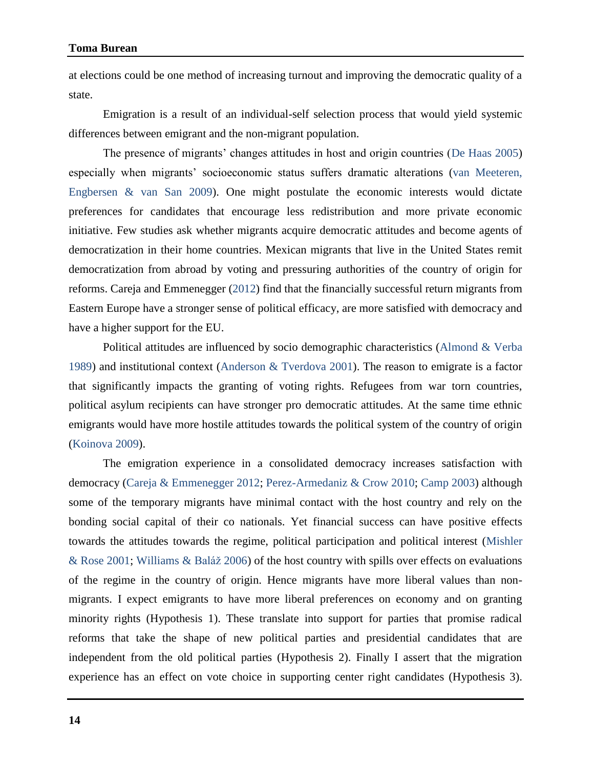at elections could be one method of increasing turnout and improving the democratic quality of a state.

Emigration is a result of an individual-self selection process that would yield systemic differences between emigrant and the non-migrant population.

The presence of migrants' changes attitudes in host and origin countries (De Haas 2005) especially when migrants' socioeconomic status suffers dramatic alterations (van Meeteren, Engbersen & van San 2009). One might postulate the economic interests would dictate preferences for candidates that encourage less redistribution and more private economic initiative. Few studies ask whether migrants acquire democratic attitudes and become agents of democratization in their home countries. Mexican migrants that live in the United States remit democratization from abroad by voting and pressuring authorities of the country of origin for reforms. Careja and Emmenegger (2012) find that the financially successful return migrants from Eastern Europe have a stronger sense of political efficacy, are more satisfied with democracy and have a higher support for the EU.

Political attitudes are influenced by socio demographic characteristics (Almond & Verba 1989) and institutional context (Anderson & Tverdova 2001). The reason to emigrate is a factor that significantly impacts the granting of voting rights. Refugees from war torn countries, political asylum recipients can have stronger pro democratic attitudes. At the same time ethnic emigrants would have more hostile attitudes towards the political system of the country of origin (Koinova 2009).

The emigration experience in a consolidated democracy increases satisfaction with democracy (Careja & Emmenegger 2012; Perez-Armedaniz & Crow 2010; Camp 2003) although some of the temporary migrants have minimal contact with the host country and rely on the bonding social capital of their co nationals. Yet financial success can have positive effects towards the attitudes towards the regime, political participation and political interest (Mishler & Rose 2001; Williams & Baláž 2006) of the host country with spills over effects on evaluations of the regime in the country of origin. Hence migrants have more liberal values than non-migrants. I expect emigrants to have more liberal preferences on economy and on granting minority rights (Hypothesis 1). These translate into support for parties that promise radical reforms that take the shape of new political parties and presidential candidates that are independent from the old political parties (Hypothesis 2). Finally I assert that the migration experience has an effect on vote choice in supporting center right candidates (Hypothesis 3).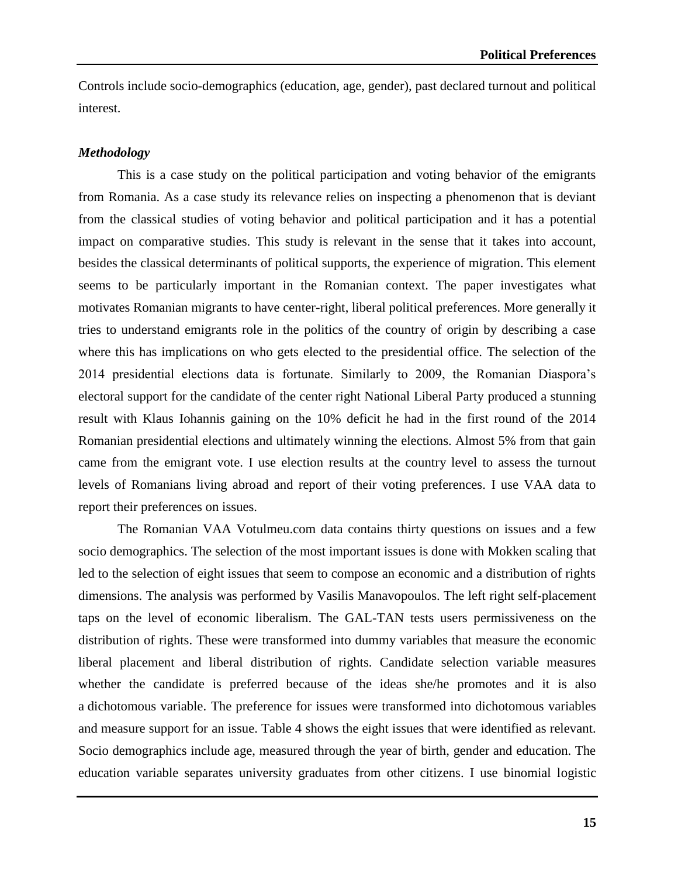Controls include socio-demographics (education, age, gender), past declared turnout and political interest.

### *Methodology*

This is a case study on the political participation and voting behavior of the emigrants from Romania. As a case study its relevance relies on inspecting a phenomenon that is deviant from the classical studies of voting behavior and political participation and it has a potential impact on comparative studies. This study is relevant in the sense that it takes into account, besides the classical determinants of political supports, the experience of migration. This element seems to be particularly important in the Romanian context. The paper investigates what motivates Romanian migrants to have center-right, liberal political preferences. More generally it tries to understand emigrants role in the politics of the country of origin by describing a case where this has implications on who gets elected to the presidential office. The selection of the 2014 presidential elections data is fortunate. Similarly to 2009, the Romanian Diaspora's electoral support for the candidate of the center right National Liberal Party produced a stunning result with Klaus Iohannis gaining on the 10% deficit he had in the first round of the 2014 Romanian presidential elections and ultimately winning the elections. Almost 5% from that gain came from the emigrant vote. I use election results at the country level to assess the turnout levels of Romanians living abroad and report of their voting preferences. I use VAA data to report their preferences on issues.

The Romanian VAA Votulmeu.com data contains thirty questions on issues and a few socio demographics. The selection of the most important issues is done with Mokken scaling that led to the selection of eight issues that seem to compose an economic and a distribution of rights dimensions. The analysis was performed by Vasilis Manavopoulos. The left right self-placement taps on the level of economic liberalism. The GAL-TAN tests users permissiveness on the distribution of rights. These were transformed into dummy variables that measure the economic liberal placement and liberal distribution of rights. Candidate selection variable measures whether the candidate is preferred because of the ideas she/he promotes and it is also a dichotomous variable. The preference for issues were transformed into dichotomous variables and measure support for an issue. Table 4 shows the eight issues that were identified as relevant. Socio demographics include age, measured through the year of birth, gender and education. The education variable separates university graduates from other citizens. I use binomial logistic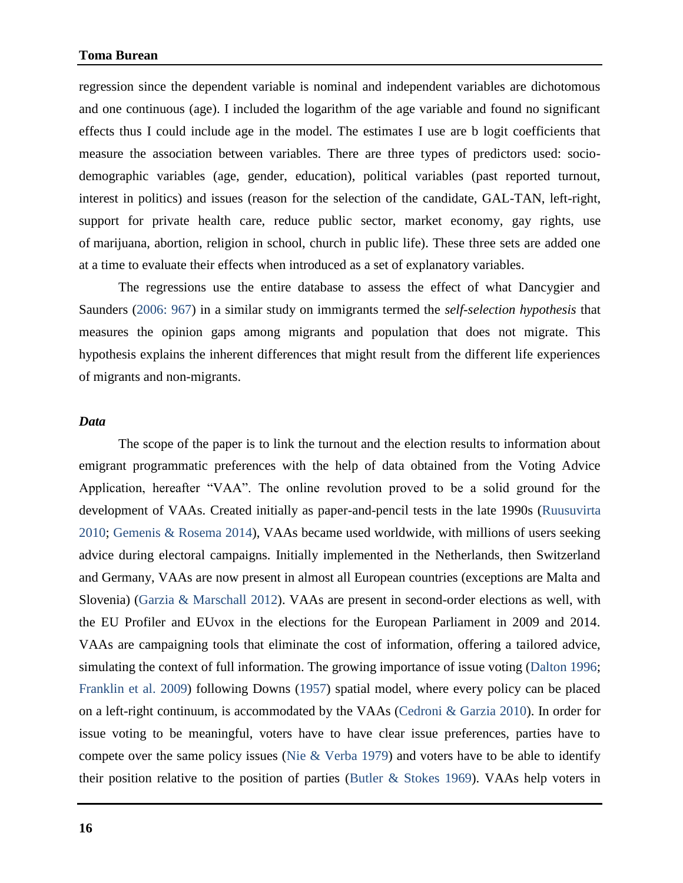regression since the dependent variable is nominal and independent variables are dichotomous and one continuous (age). I included the logarithm of the age variable and found no significant effects thus I could include age in the model. The estimates I use are b logit coefficients that measure the association between variables. There are three types of predictors used: socio-demographic variables (age, gender, education), political variables (past reported turnout, interest in politics) and issues (reason for the selection of the candidate, GAL-TAN, left-right, support for private health care, reduce public sector, market economy, gay rights, use of marijuana, abortion, religion in school, church in public life). These three sets are added one at a time to evaluate their effects when introduced as a set of explanatory variables.

The regressions use the entire database to assess the effect of what Dancygier and Saunders (2006: 967) in a similar study on immigrants termed the *self-selection hypothesis* that measures the opinion gaps among migrants and population that does not migrate. This hypothesis explains the inherent differences that might result from the different life experiences of migrants and non-migrants.

### *Data*

The scope of the paper is to link the turnout and the election results to information about emigrant programmatic preferences with the help of data obtained from the Voting Advice Application, hereafter "VAA". The online revolution proved to be a solid ground for the development of VAAs. Created initially as paper-and-pencil tests in the late 1990s (Ruusuvirta 2010; Gemenis & Rosema 2014), VAAs became used worldwide, with millions of users seeking advice during electoral campaigns. Initially implemented in the Netherlands, then Switzerland and Germany, VAAs are now present in almost all European countries (exceptions are Malta and Slovenia) (Garzia & Marschall 2012). VAAs are present in second-order elections as well, with the EU Profiler and EUvox in the elections for the European Parliament in 2009 and 2014. VAAs are campaigning tools that eliminate the cost of information, offering a tailored advice, simulating the context of full information. The growing importance of issue voting (Dalton 1996; Franklin et al. 2009) following Downs (1957) spatial model, where every policy can be placed on a left-right continuum, is accommodated by the VAAs (Cedroni & Garzia 2010). In order for issue voting to be meaningful, voters have to have clear issue preferences, parties have to compete over the same policy issues (Nie & Verba 1979) and voters have to be able to identify their position relative to the position of parties (Butler & Stokes 1969). VAAs help voters in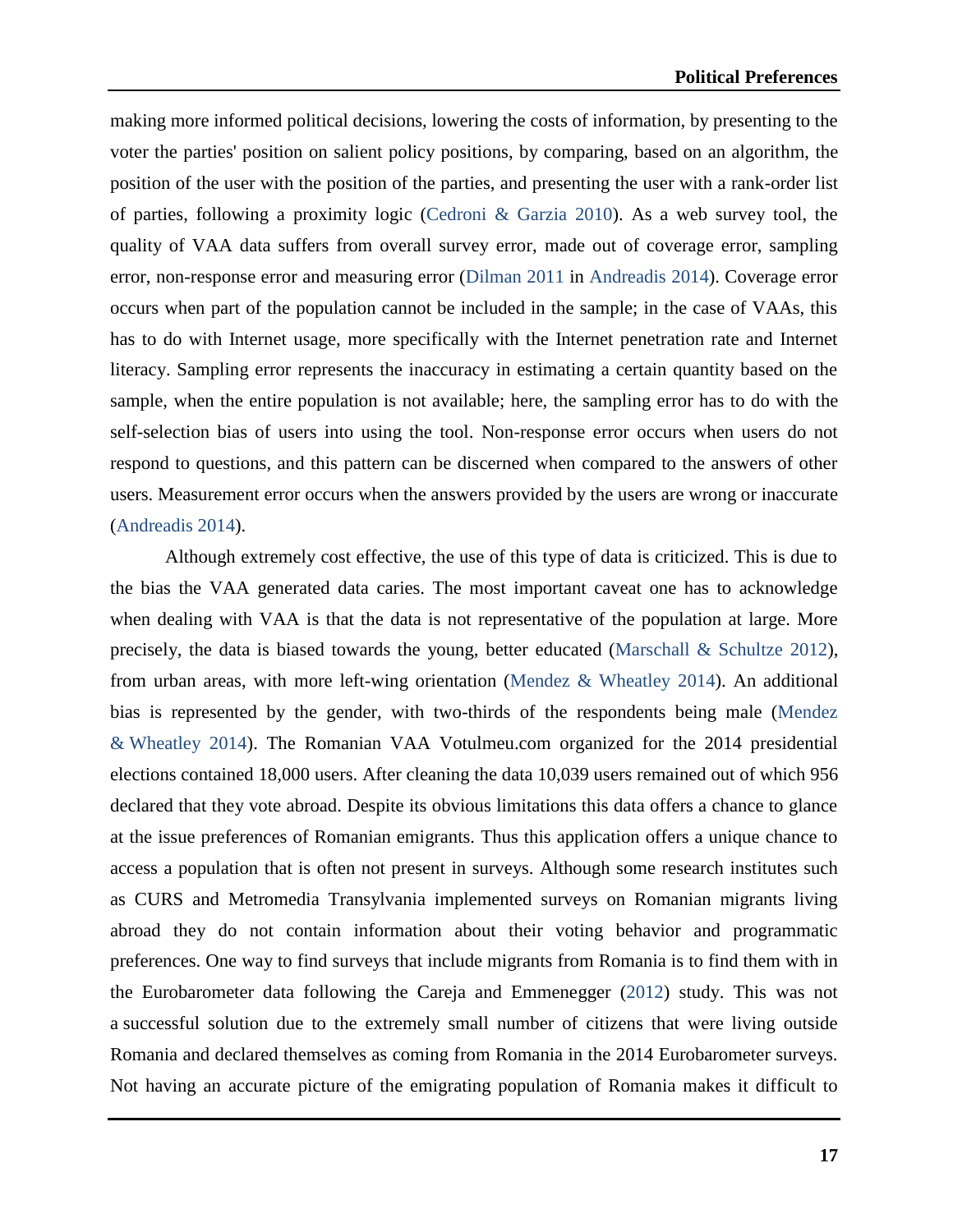making more informed political decisions, lowering the costs of information, by presenting to the voter the parties' position on salient policy positions, by comparing, based on an algorithm, the position of the user with the position of the parties, and presenting the user with a rank-order list of parties, following a proximity logic (Cedroni & Garzia 2010). As a web survey tool, the quality of VAA data suffers from overall survey error, made out of coverage error, sampling error, non-response error and measuring error (Dilman 2011 in Andreadis 2014). Coverage error occurs when part of the population cannot be included in the sample; in the case of VAAs, this has to do with Internet usage, more specifically with the Internet penetration rate and Internet literacy. Sampling error represents the inaccuracy in estimating a certain quantity based on the sample, when the entire population is not available; here, the sampling error has to do with the self-selection bias of users into using the tool. Non-response error occurs when users do not respond to questions, and this pattern can be discerned when compared to the answers of other users. Measurement error occurs when the answers provided by the users are wrong or inaccurate (Andreadis 2014).

Although extremely cost effective, the use of this type of data is criticized. This is due to the bias the VAA generated data caries. The most important caveat one has to acknowledge when dealing with VAA is that the data is not representative of the population at large. More precisely, the data is biased towards the young, better educated (Marschall & Schultze 2012), from urban areas, with more left-wing orientation (Mendez & Wheatley 2014). An additional bias is represented by the gender, with two-thirds of the respondents being male (Mendez & Wheatley 2014). The Romanian VAA Votulmeu.com organized for the 2014 presidential elections contained 18,000 users. After cleaning the data 10,039 users remained out of which 956 declared that they vote abroad. Despite its obvious limitations this data offers a chance to glance at the issue preferences of Romanian emigrants. Thus this application offers a unique chance to access a population that is often not present in surveys. Although some research institutes such as CURS and Metromedia Transylvania implemented surveys on Romanian migrants living abroad they do not contain information about their voting behavior and programmatic preferences. One way to find surveys that include migrants from Romania is to find them with in the Eurobarometer data following the Careja and Emmenegger (2012) study. This was not a successful solution due to the extremely small number of citizens that were living outside Romania and declared themselves as coming from Romania in the 2014 Eurobarometer surveys. Not having an accurate picture of the emigrating population of Romania makes it difficult to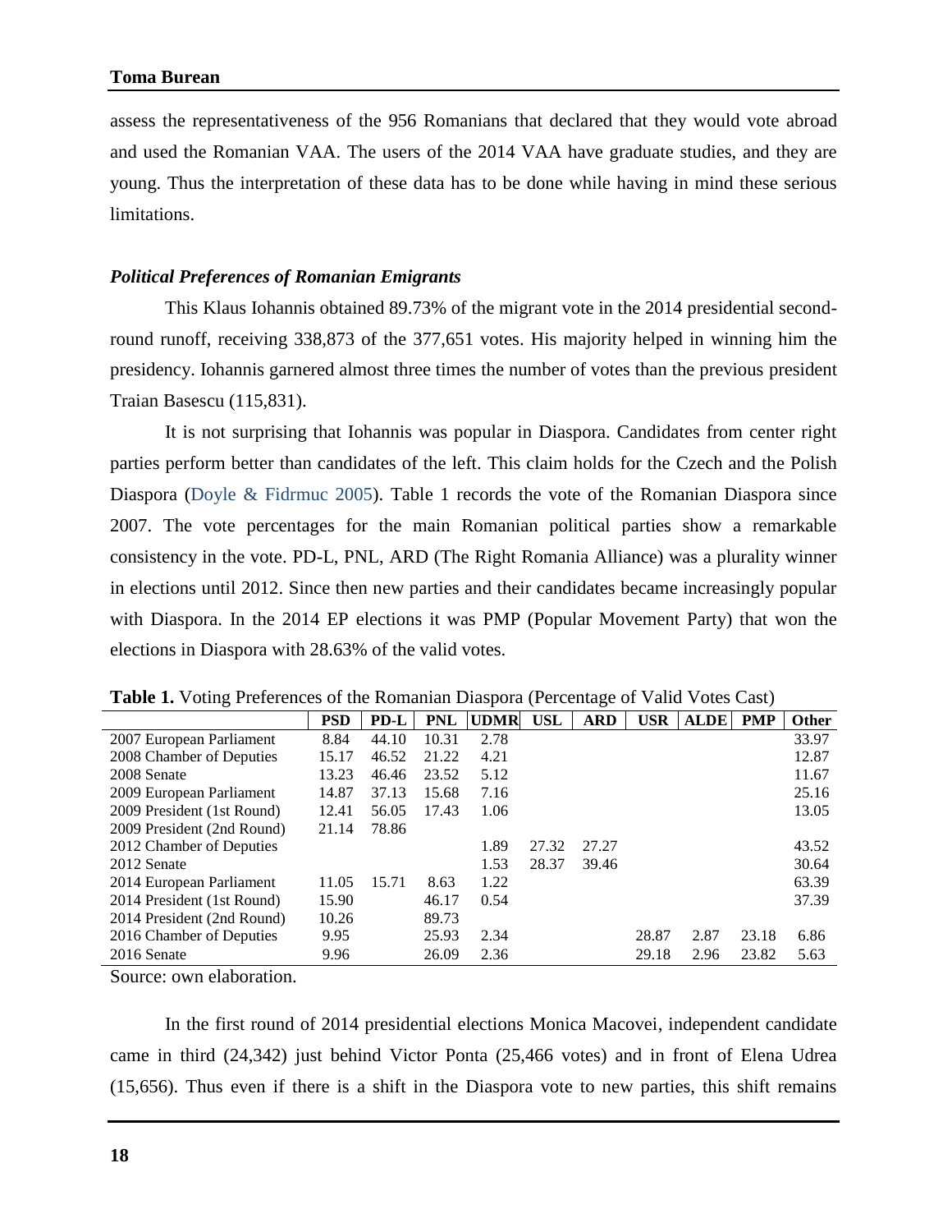assess the representativeness of the 956 Romanians that declared that they would vote abroad and used the Romanian VAA. The users of the 2014 VAA have graduate studies, and they are young. Thus the interpretation of these data has to be done while having in mind these serious limitations.

### *Political Preferences of Romanian Emigrants*

This Klaus Iohannis obtained 89.73% of the migrant vote in the 2014 presidential second-round runoff, receiving 338,873 of the 377,651 votes. His majority helped in winning him the presidency. Iohannis garnered almost three times the number of votes than the previous president Traian Basescu (115,831).

It is not surprising that Iohannis was popular in Diaspora. Candidates from center right parties perform better than candidates of the left. This claim holds for the Czech and the Polish Diaspora (Doyle & Fidrmuc 2005). Table 1 records the vote of the Romanian Diaspora since 2007. The vote percentages for the main Romanian political parties show a remarkable consistency in the vote. PD-L, PNL, ARD (The Right Romania Alliance) was a plurality winner in elections until 2012. Since then new parties and their candidates became increasingly popular with Diaspora. In the 2014 EP elections it was PMP (Popular Movement Party) that won the elections in Diaspora with 28.63% of the valid votes.

**Table 1.** Voting Preferences of the Romanian Diaspora (Percentage of Valid Votes Cast)

| | PSD | PD-L | PNL | UDMR | USL | ARD | USR | ALDE | PMP | Other |
|---|---|---|---|---|---|---|---|---|---|---|
| 2007 European Parliament | 8.84 | 44.10 | 10.31 | 2.78 | | | | | | 33.97 |
| 2008 Chamber of Deputies | 15.17 | 46.52 | 21.22 | 4.21 | | | | | | 12.87 |
| 2008 Senate | 13.23 | 46.46 | 23.52 | 5.12 | | | | | | 11.67 |
| 2009 European Parliament | 14.87 | 37.13 | 15.68 | 7.16 | | | | | | 25.16 |
| 2009 President (1st Round) | 12.41 | 56.05 | 17.43 | 1.06 | | | | | | 13.05 |
| 2009 President (2nd Round) | 21.14 | 78.86 | | | | | | | | |
| 2012 Chamber of Deputies | | | | 1.89 | 27.32 | 27.27 | | | | 43.52 |
| 2012 Senate | | | | 1.53 | 28.37 | 39.46 | | | | 30.64 |
| 2014 European Parliament | 11.05 | 15.71 | 8.63 | 1.22 | | | | | | 63.39 |
| 2014 President (1st Round) | 15.90 | | 46.17 | 0.54 | | | | | | 37.39 |
| 2014 President (2nd Round) | 10.26 | | 89.73 | | | | | | | |
| 2016 Chamber of Deputies | 9.95 | | 25.93 | 2.34 | | | 28.87 | 2.87 | 23.18 | 6.86 |
| 2016 Senate | 9.96 | | 26.09 | 2.36 | | | 29.18 | 2.96 | 23.82 | 5.63 |

Source: own elaboration.

In the first round of 2014 presidential elections Monica Macovei, independent candidate came in third (24,342) just behind Victor Ponta (25,466 votes) and in front of Elena Udrea (15,656). Thus even if there is a shift in the Diaspora vote to new parties, this shift remains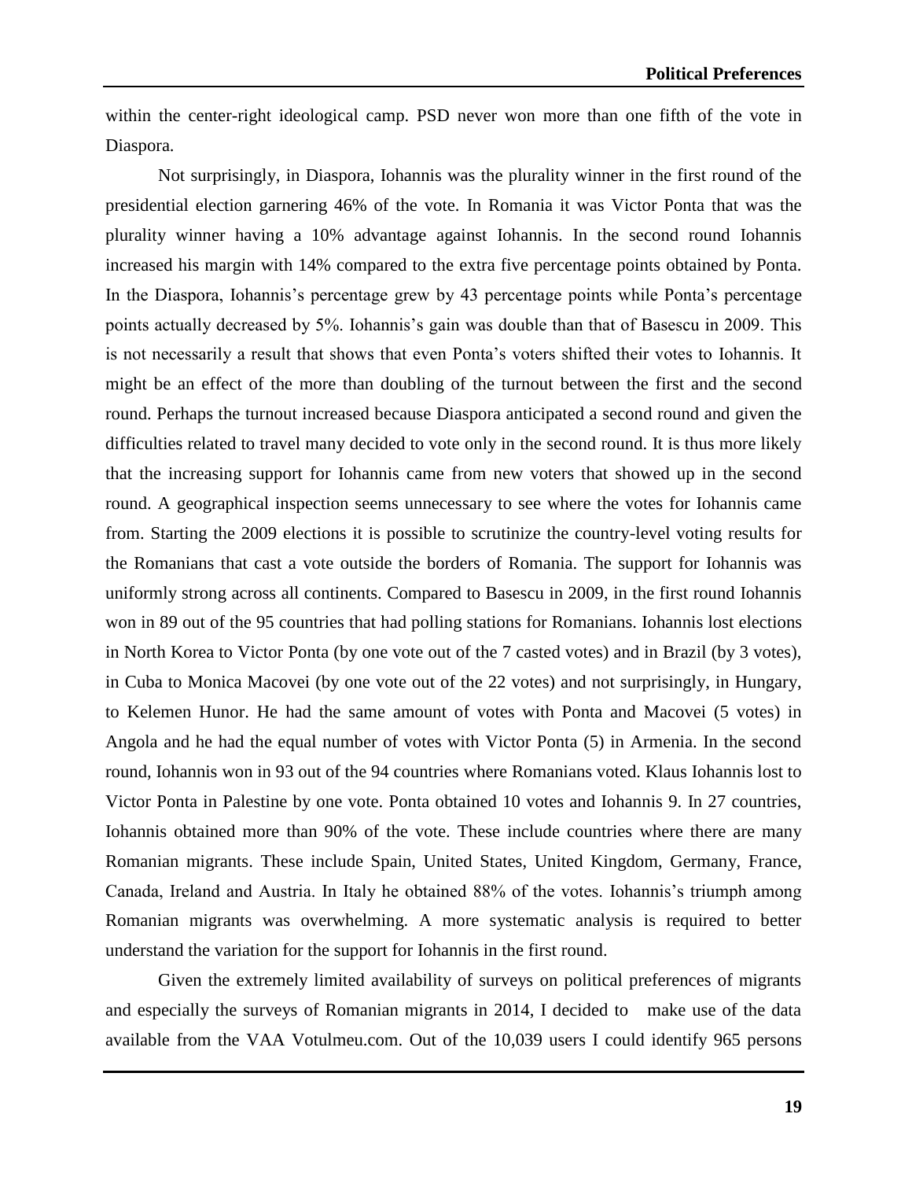within the center-right ideological camp. PSD never won more than one fifth of the vote in Diaspora.

Not surprisingly, in Diaspora, Iohannis was the plurality winner in the first round of the presidential election garnering 46% of the vote. In Romania it was Victor Ponta that was the plurality winner having a 10% advantage against Iohannis. In the second round Iohannis increased his margin with 14% compared to the extra five percentage points obtained by Ponta. In the Diaspora, Iohannis's percentage grew by 43 percentage points while Ponta's percentage points actually decreased by 5%. Iohannis's gain was double than that of Basescu in 2009. This is not necessarily a result that shows that even Ponta's voters shifted their votes to Iohannis. It might be an effect of the more than doubling of the turnout between the first and the second round. Perhaps the turnout increased because Diaspora anticipated a second round and given the difficulties related to travel many decided to vote only in the second round. It is thus more likely that the increasing support for Iohannis came from new voters that showed up in the second round. A geographical inspection seems unnecessary to see where the votes for Iohannis came from. Starting the 2009 elections it is possible to scrutinize the country-level voting results for the Romanians that cast a vote outside the borders of Romania. The support for Iohannis was uniformly strong across all continents. Compared to Basescu in 2009, in the first round Iohannis won in 89 out of the 95 countries that had polling stations for Romanians. Iohannis lost elections in North Korea to Victor Ponta (by one vote out of the 7 casted votes) and in Brazil (by 3 votes), in Cuba to Monica Macovei (by one vote out of the 22 votes) and not surprisingly, in Hungary, to Kelemen Hunor. He had the same amount of votes with Ponta and Macovei (5 votes) in Angola and he had the equal number of votes with Victor Ponta (5) in Armenia. In the second round, Iohannis won in 93 out of the 94 countries where Romanians voted. Klaus Iohannis lost to Victor Ponta in Palestine by one vote. Ponta obtained 10 votes and Iohannis 9. In 27 countries, Iohannis obtained more than 90% of the vote. These include countries where there are many Romanian migrants. These include Spain, United States, United Kingdom, Germany, France, Canada, Ireland and Austria. In Italy he obtained 88% of the votes. Iohannis's triumph among Romanian migrants was overwhelming. A more systematic analysis is required to better understand the variation for the support for Iohannis in the first round.

Given the extremely limited availability of surveys on political preferences of migrants and especially the surveys of Romanian migrants in 2014, I decided to make use of the data available from the VAA Votulmeu.com. Out of the 10,039 users I could identify 965 persons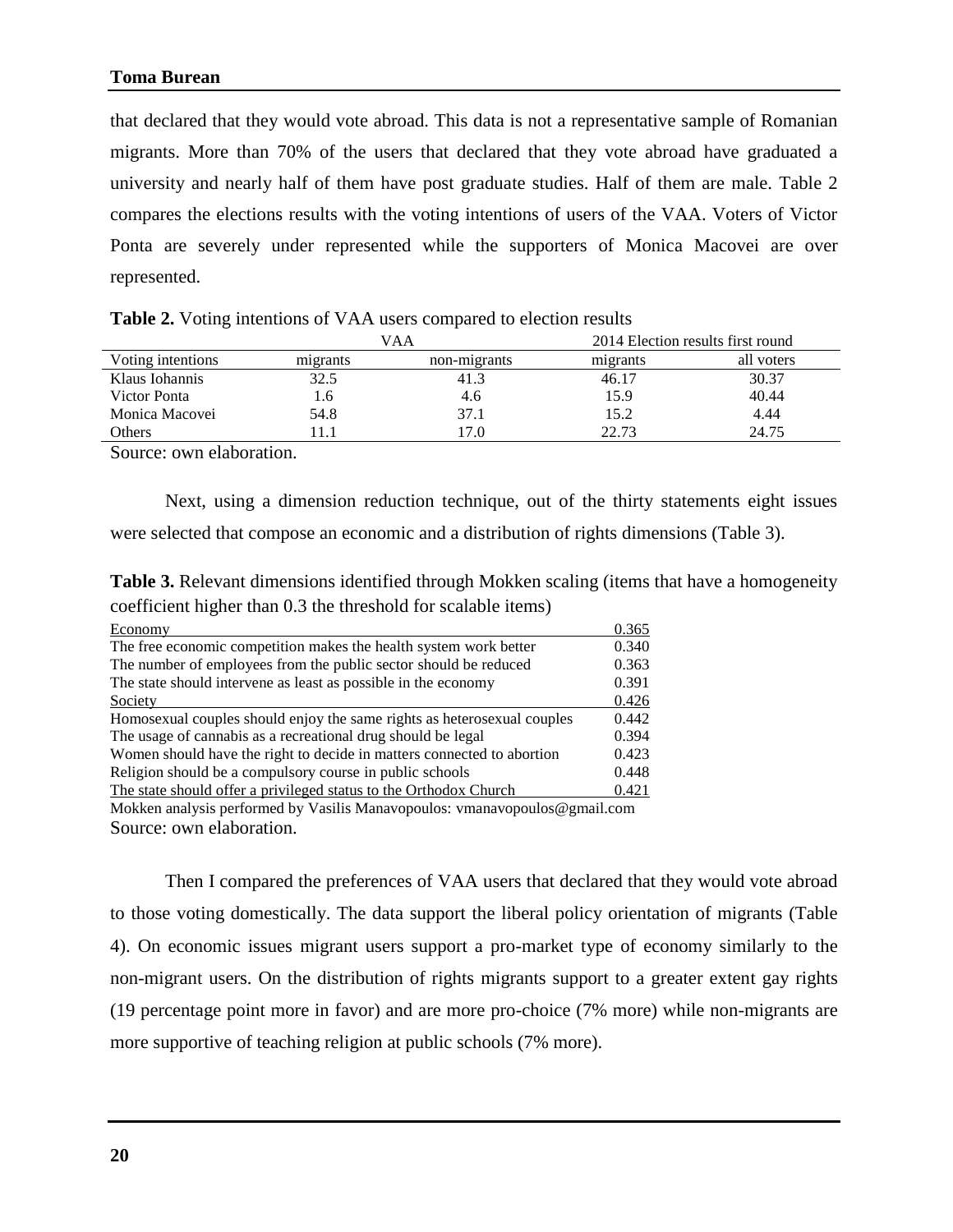that declared that they would vote abroad. This data is not a representative sample of Romanian migrants. More than 70% of the users that declared that they vote abroad have graduated a university and nearly half of them have post graduate studies. Half of them are male. Table 2 compares the elections results with the voting intentions of users of the VAA. Voters of Victor Ponta are severely under represented while the supporters of Monica Macovei are over represented.

**Table 2.** Voting intentions of VAA users compared to election results

| | VAA | | 2014 Election results first round | |
|---|---|---|---|---|
| Voting intentions | migrants | non-migrants | migrants | all voters |
| Klaus Iohannis | 32.5 | 41.3 | 46.17 | 30.37 |
| Victor Ponta | 1.6 | 4.6 | 15.9 | 40.44 |
| Monica Macovei | 54.8 | 37.1 | 15.2 | 4.44 |
| Others | 11.1 | 17.0 | 22.73 | 24.75 |

Source: own elaboration.

Next, using a dimension reduction technique, out of the thirty statements eight issues were selected that compose an economic and a distribution of rights dimensions (Table 3).

**Table 3.** Relevant dimensions identified through Mokken scaling (items that have a homogeneity coefficient higher than 0.3 the threshold for scalable items)

| | |
|---|---|
| Economy | 0.365 |
| The free economic competition makes the health system work better | 0.340 |
| The number of employees from the public sector should be reduced | 0.363 |
| The state should intervene as least as possible in the economy | 0.391 |
| Society | 0.426 |
| Homosexual couples should enjoy the same rights as heterosexual couples | 0.442 |
| The usage of cannabis as a recreational drug should be legal | 0.394 |
| Women should have the right to decide in matters connected to abortion | 0.423 |
| Religion should be a compulsory course in public schools | 0.448 |
| The state should offer a privileged status to the Orthodox Church | 0.421 |

Mokken analysis performed by Vasilis Manavopoulos: vmanavopoulos@gmail.com

Source: own elaboration.

Then I compared the preferences of VAA users that declared that they would vote abroad to those voting domestically. The data support the liberal policy orientation of migrants (Table 4). On economic issues migrant users support a pro-market type of economy similarly to the non-migrant users. On the distribution of rights migrants support to a greater extent gay rights (19 percentage point more in favor) and are more pro-choice (7% more) while non-migrants are more supportive of teaching religion at public schools (7% more).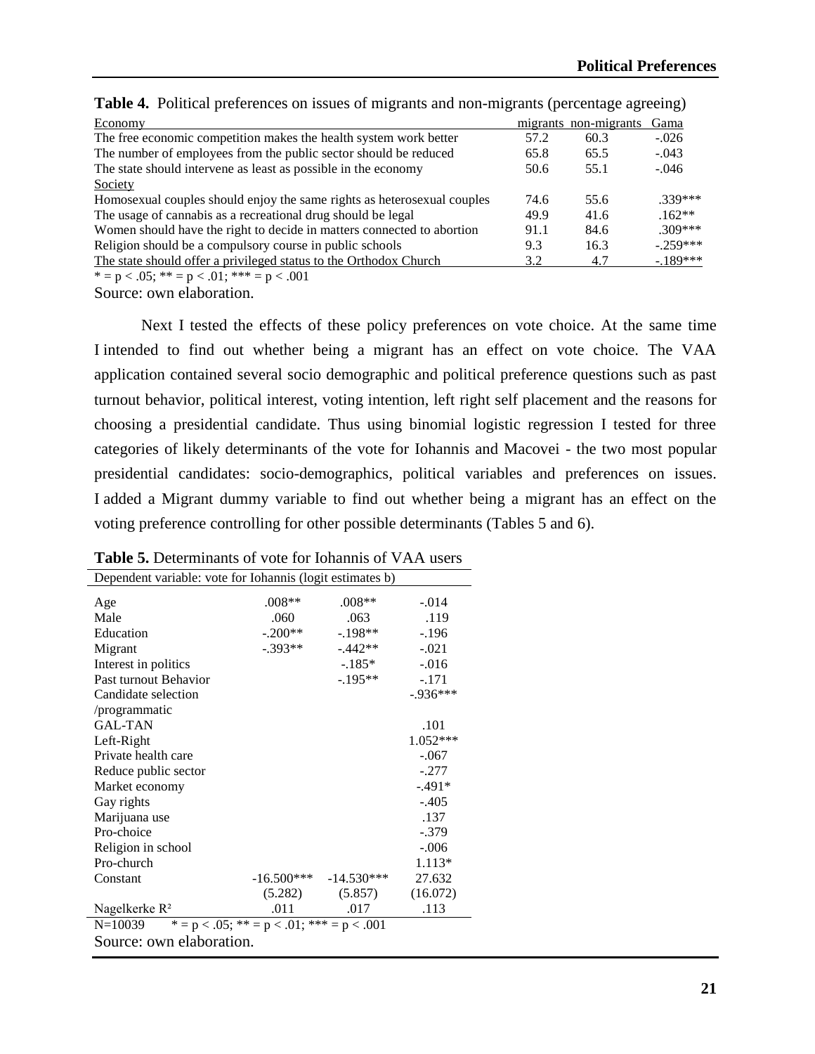**Table 4.** Political preferences on issues of migrants and non-migrants (percentage agreeing)

| Economy | migrants | non-migrants | Gama |
|---|---|---|---|
| The free economic competition makes the health system work better | 57.2 | 60.3 | -.026 |
| The number of employees from the public sector should be reduced | 65.8 | 65.5 | -.043 |
| The state should intervene as least as possible in the economy | 50.6 | 55.1 | -.046 |
| Society | | | |
| Homosexual couples should enjoy the same rights as heterosexual couples | 74.6 | 55.6 | .339*** |
| The usage of cannabis as a recreational drug should be legal | 49.9 | 41.6 | .162** |
| Women should have the right to decide in matters connected to abortion | 91.1 | 84.6 | .309*** |
| Religion should be a compulsory course in public schools | 9.3 | 16.3 | -.259*** |
| The state should offer a privileged status to the Orthodox Church | 3.2 | 4.7 | -.189*** |

* = p < .05; ** = p < .01; *** = p < .001

Source: own elaboration.

Next I tested the effects of these policy preferences on vote choice. At the same time I intended to find out whether being a migrant has an effect on vote choice. The VAA application contained several socio demographic and political preference questions such as past turnout behavior, political interest, voting intention, left right self placement and the reasons for choosing a presidential candidate. Thus using binomial logistic regression I tested for three categories of likely determinants of the vote for Iohannis and Macovei - the two most popular presidential candidates: socio-demographics, political variables and preferences on issues. I added a Migrant dummy variable to find out whether being a migrant has an effect on the voting preference controlling for other possible determinants (Tables 5 and 6).

**Table 5.** Determinants of vote for Iohannis of VAA users

| Dependent variable: vote for Iohannis (logit estimates b) | | | |
|---|---|---|---|
| Age | .008** | .008** | -.014 |
| Male | .060 | .063 | .119 |
| Education | -.200** | -.198** | -.196 |
| Migrant | -.393** | -.442** | -.021 |
| Interest in politics | | -.185* | -.016 |
| Past turnout Behavior | | -.195** | -.171 |
| Candidate selection /programmatic | | | -.936*** |
| GAL-TAN | | | .101 |
| Left-Right | | | 1.052*** |
| Private health care | | | -.067 |
| Reduce public sector | | | -.277 |
| Market economy | | | -.491* |
| Gay rights | | | -.405 |
| Marijuana use | | | .137 |
| Pro-choice | | | -.379 |
| Religion in school | | | -.006 |
| Pro-church | | | 1.113* |
| Constant | -16.500*** | -14.530*** | 27.632 |
| | (5.282) | (5.857) | (16.072) |
| Nagelkerke $R^2$ | .011 | .017 | .113 |

N=10039 * = p < .05; ** = p < .01; *** = p < .001

Source: own elaboration.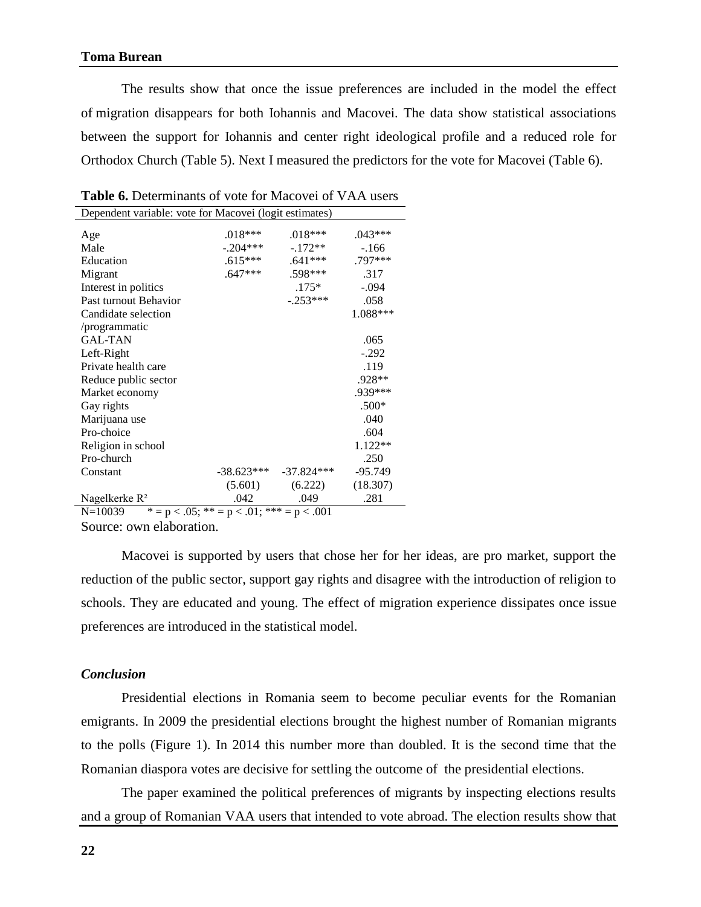The results show that once the issue preferences are included in the model the effect of migration disappears for both Iohannis and Macovei. The data show statistical associations between the support for Iohannis and center right ideological profile and a reduced role for Orthodox Church (Table 5). Next I measured the predictors for the vote for Macovei (Table 6).

**Table 6.** Determinants of vote for Macovei of VAA users

| Dependent variable: vote for Macovei (logit estimates) | | | |
|---|---|---|---|
| Age | .018*** | .018*** | .043*** |
| Male | -.204*** | -.172** | -.166 |
| Education | .615*** | .641*** | .797*** |
| Migrant | .647*** | .598*** | .317 |
| Interest in politics | | .175* | -.094 |
| Past turnout Behavior | | -.253*** | .058 |
| Candidate selection /programmatic | | | 1.088*** |
| GAL-TAN | | | .065 |
| Left-Right | | | -.292 |
| Private health care | | | .119 |
| Reduce public sector | | | .928** |
| Market economy | | | .939*** |
| Gay rights | | | .500* |
| Marijuana use | | | .040 |
| Pro-choice | | | .604 |
| Religion in school | | | 1.122** |
| Pro-church | | | .250 |
| Constant | -38.623*** | -37.824*** | -95.749 |
| | (5.601) | (6.222) | (18.307) |
| Nagelkerke $R^2$ | .042 | .049 | .281 |

N=10039 &nbsp;&nbsp; * = $p < .05$; ** = $p < .01$; *** = $p < .001$

Source: own elaboration.

Macovei is supported by users that chose her for her ideas, are pro market, support the reduction of the public sector, support gay rights and disagree with the introduction of religion to schools. They are educated and young. The effect of migration experience dissipates once issue preferences are introduced in the statistical model.

### *Conclusion*

Presidential elections in Romania seem to become peculiar events for the Romanian emigrants. In 2009 the presidential elections brought the highest number of Romanian migrants to the polls (Figure 1). In 2014 this number more than doubled. It is the second time that the Romanian diaspora votes are decisive for settling the outcome of the presidential elections.

The paper examined the political preferences of migrants by inspecting elections results and a group of Romanian VAA users that intended to vote abroad. The election results show that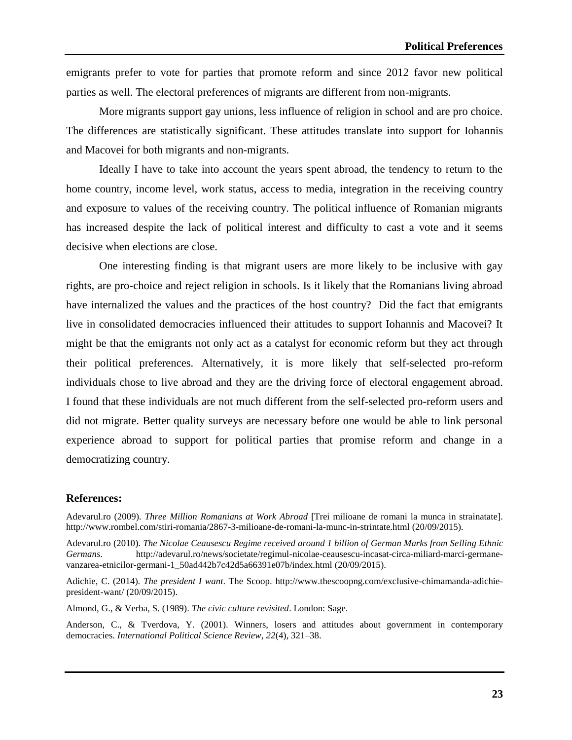emigrants prefer to vote for parties that promote reform and since 2012 favor new political parties as well. The electoral preferences of migrants are different from non-migrants.

More migrants support gay unions, less influence of religion in school and are pro choice. The differences are statistically significant. These attitudes translate into support for Iohannis and Macovei for both migrants and non-migrants.

Ideally I have to take into account the years spent abroad, the tendency to return to the home country, income level, work status, access to media, integration in the receiving country and exposure to values of the receiving country. The political influence of Romanian migrants has increased despite the lack of political interest and difficulty to cast a vote and it seems decisive when elections are close.

One interesting finding is that migrant users are more likely to be inclusive with gay rights, are pro-choice and reject religion in schools. Is it likely that the Romanians living abroad have internalized the values and the practices of the host country? Did the fact that emigrants live in consolidated democracies influenced their attitudes to support Iohannis and Macovei? It might be that the emigrants not only act as a catalyst for economic reform but they act through their political preferences. Alternatively, it is more likely that self-selected pro-reform individuals chose to live abroad and they are the driving force of electoral engagement abroad. I found that these individuals are not much different from the self-selected pro-reform users and did not migrate. Better quality surveys are necessary before one would be able to link personal experience abroad to support for political parties that promise reform and change in a democratizing country.

## References:

Adevarul.ro (2009). *Three Million Romanians at Work Abroad* [Trei milioane de romani la munca in strainatate]. http://www.rombel.com/stiri-romania/2867-3-milioane-de-romani-la-munc-in-strintate.html (20/09/2015).

Adevarul.ro (2010). *The Nicolae Ceausescu Regime received around 1 billion of German Marks from Selling Ethnic Germans*. http://adevarul.ro/news/societate/regimul-nicolae-ceausescu-incasat-circa-miliard-marci-germane-vanzarea-etnicilor-germani-1_50ad442b7c42d5a66391e07b/index.html (20/09/2015).

Adichie, C. (2014). *The president I want*. The Scoop. http://www.thescoopng.com/exclusive-chimamanda-adichie-president-want/ (20/09/2015).

Almond, G., & Verba, S. (1989). *The civic culture revisited*. London: Sage.

Anderson, C., & Tverdova, Y. (2001). Winners, losers and attitudes about government in contemporary democracies. *International Political Science Review*, *22*(4), 321–38.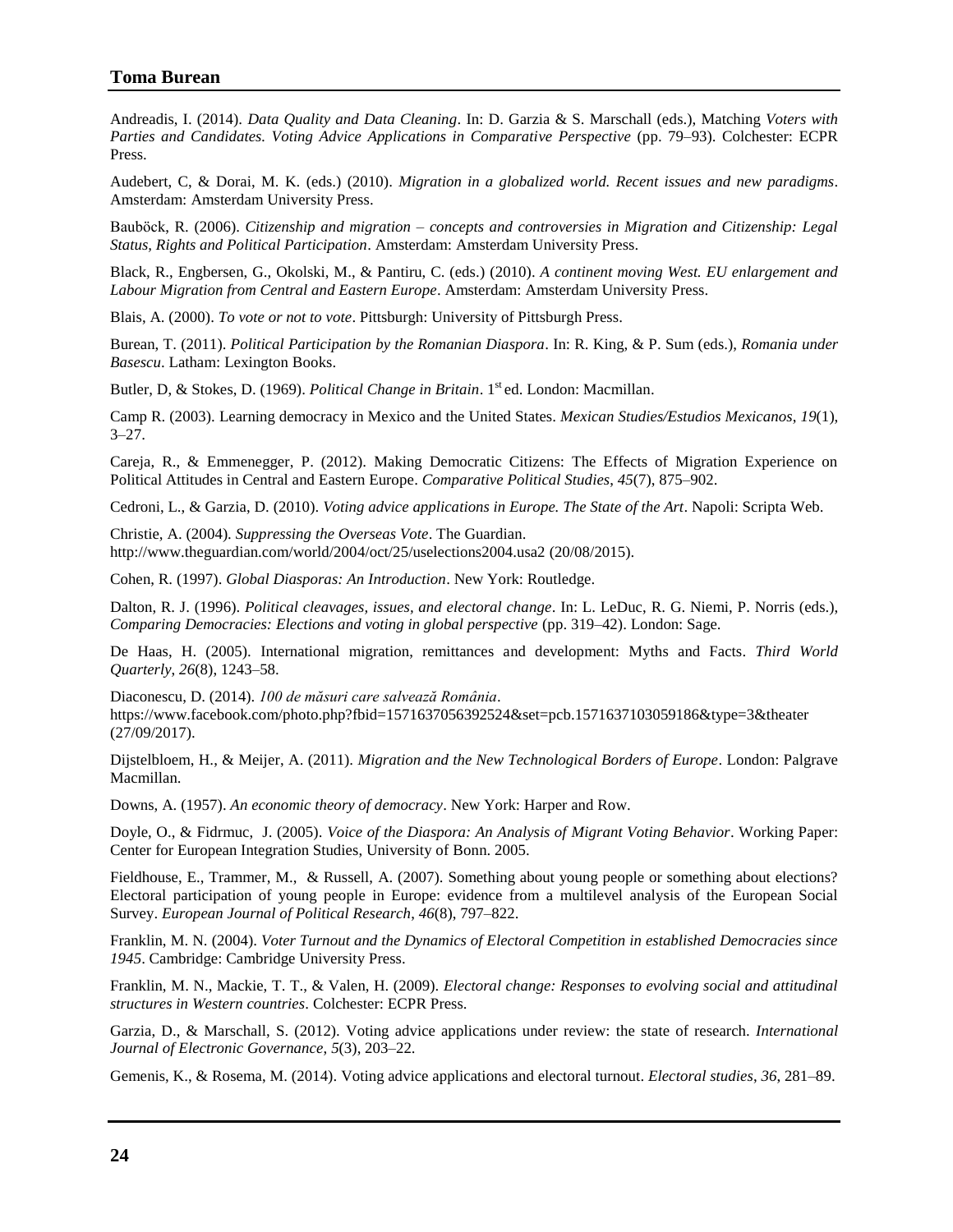Andreadis, I. (2014). *Data Quality and Data Cleaning*. In: D. Garzia & S. Marschall (eds.), Matching *Voters with Parties and Candidates. Voting Advice Applications in Comparative Perspective* (pp. 79–93). Colchester: ECPR Press.

Audebert, C, & Dorai, M. K. (eds.) (2010). *Migration in a globalized world. Recent issues and new paradigms*. Amsterdam: Amsterdam University Press.

Bauböck, R. (2006). *Citizenship and migration – concepts and controversies in Migration and Citizenship: Legal Status, Rights and Political Participation*. Amsterdam: Amsterdam University Press.

Black, R., Engbersen, G., Okolski, M., & Pantiru, C. (eds.) (2010). *A continent moving West. EU enlargement and Labour Migration from Central and Eastern Europe*. Amsterdam: Amsterdam University Press.

Blais, A. (2000). *To vote or not to vote*. Pittsburgh: University of Pittsburgh Press.

Burean, T. (2011). *Political Participation by the Romanian Diaspora*. In: R. King, & P. Sum (eds.), *Romania under Basescu*. Latham: Lexington Books.

Butler, D, & Stokes, D. (1969). *Political Change in Britain*. 1st ed. London: Macmillan.

Camp R. (2003). Learning democracy in Mexico and the United States. *Mexican Studies/Estudios Mexicanos*, *19*(1), 3–27.

Careja, R., & Emmenegger, P. (2012). Making Democratic Citizens: The Effects of Migration Experience on Political Attitudes in Central and Eastern Europe. *Comparative Political Studies*, *45*(7), 875–902.

Cedroni, L., & Garzia, D. (2010). *Voting advice applications in Europe. The State of the Art*. Napoli: Scripta Web.

Christie, A. (2004). *Suppressing the Overseas Vote*. The Guardian. http://www.theguardian.com/world/2004/oct/25/uselections2004.usa2 (20/08/2015).

Cohen, R. (1997). *Global Diasporas: An Introduction*. New York: Routledge.

Dalton, R. J. (1996). *Political cleavages, issues, and electoral change*. In: L. LeDuc, R. G. Niemi, P. Norris (eds.), *Comparing Democracies: Elections and voting in global perspective* (pp. 319–42). London: Sage.

De Haas, H. (2005). International migration, remittances and development: Myths and Facts. *Third World Quarterly*, *26*(8), 1243–58.

Diaconescu, D. (2014). *100 de măsuri care salvează România*. https://www.facebook.com/photo.php?fbid=1571637056392524&set=pcb.1571637103059186&type=3&theater (27/09/2017).

Dijstelbloem, H., & Meijer, A. (2011). *Migration and the New Technological Borders of Europe*. London: Palgrave Macmillan.

Downs, A. (1957). *An economic theory of democracy*. New York: Harper and Row.

Doyle, O., & Fidrmuc, J. (2005). *Voice of the Diaspora: An Analysis of Migrant Voting Behavior*. Working Paper: Center for European Integration Studies, University of Bonn. 2005.

Fieldhouse, E., Trammer, M., & Russell, A. (2007). Something about young people or something about elections? Electoral participation of young people in Europe: evidence from a multilevel analysis of the European Social Survey. *European Journal of Political Research*, *46*(8), 797–822.

Franklin, M. N. (2004). *Voter Turnout and the Dynamics of Electoral Competition in established Democracies since 1945*. Cambridge: Cambridge University Press.

Franklin, M. N., Mackie, T. T., & Valen, H. (2009). *Electoral change: Responses to evolving social and attitudinal structures in Western countries*. Colchester: ECPR Press.

Garzia, D., & Marschall, S. (2012). Voting advice applications under review: the state of research. *International Journal of Electronic Governance*, *5*(3), 203–22.

Gemenis, K., & Rosema, M. (2014). Voting advice applications and electoral turnout. *Electoral studies*, *36*, 281–89.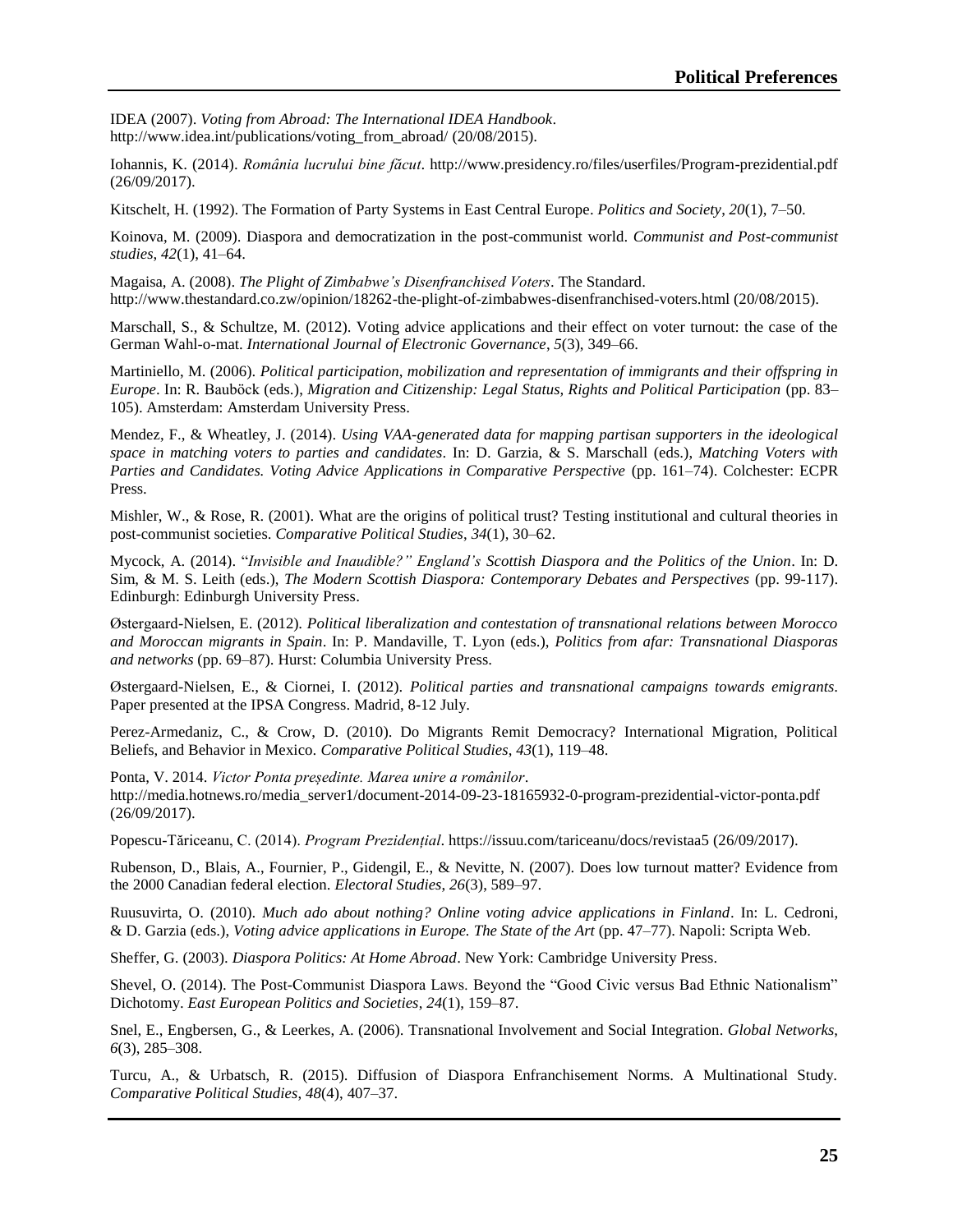IDEA (2007). *Voting from Abroad: The International IDEA Handbook*. http://www.idea.int/publications/voting_from_abroad/ (20/08/2015).

Iohannis, K. (2014). *România lucrului bine făcut*. http://www.presidency.ro/files/userfiles/Program-prezidential.pdf (26/09/2017).

Kitschelt, H. (1992). The Formation of Party Systems in East Central Europe. *Politics and Society*, *20*(1), 7–50.

Koinova, M. (2009). Diaspora and democratization in the post-communist world. *Communist and Post-communist studies*, *42*(1), 41–64.

Magaisa, A. (2008). *The Plight of Zimbabwe's Disenfranchised Voters*. The Standard. http://www.thestandard.co.zw/opinion/18262-the-plight-of-zimbabwes-disenfranchised-voters.html (20/08/2015).

Marschall, S., & Schultze, M. (2012). Voting advice applications and their effect on voter turnout: the case of the German Wahl-o-mat. *International Journal of Electronic Governance*, *5*(3), 349–66.

Martiniello, M. (2006). *Political participation, mobilization and representation of immigrants and their offspring in Europe*. In: R. Bauböck (eds.), *Migration and Citizenship: Legal Status, Rights and Political Participation* (pp. 83–105). Amsterdam: Amsterdam University Press.

Mendez, F., & Wheatley, J. (2014). *Using VAA-generated data for mapping partisan supporters in the ideological space in matching voters to parties and candidates*. In: D. Garzia, & S. Marschall (eds.), *Matching Voters with Parties and Candidates. Voting Advice Applications in Comparative Perspective* (pp. 161–74). Colchester: ECPR Press.

Mishler, W., & Rose, R. (2001). What are the origins of political trust? Testing institutional and cultural theories in post-communist societies. *Comparative Political Studies*, *34*(1), 30–62.

Mycock, A. (2014). "*Invisible and Inaudible?" England's Scottish Diaspora and the Politics of the Union*. In: D. Sim, & M. S. Leith (eds.), *The Modern Scottish Diaspora: Contemporary Debates and Perspectives* (pp. 99-117). Edinburgh: Edinburgh University Press.

Østergaard-Nielsen, E. (2012). *Political liberalization and contestation of transnational relations between Morocco and Moroccan migrants in Spain*. In: P. Mandaville, T. Lyon (eds.), *Politics from afar: Transnational Diasporas and networks* (pp. 69–87). Hurst: Columbia University Press.

Østergaard-Nielsen, E., & Ciornei, I. (2012). *Political parties and transnational campaigns towards emigrants*. Paper presented at the IPSA Congress. Madrid, 8-12 July.

Perez-Armedaniz, C., & Crow, D. (2010). Do Migrants Remit Democracy? International Migration, Political Beliefs, and Behavior in Mexico. *Comparative Political Studies*, *43*(1), 119–48.

Ponta, V. 2014. *Victor Ponta președinte. Marea unire a românilor*. http://media.hotnews.ro/media_server1/document-2014-09-23-18165932-0-program-prezidential-victor-ponta.pdf (26/09/2017).

Popescu-Tăriceanu, C. (2014). *Program Prezidențial*. https://issuu.com/tariceanu/docs/revistaa5 (26/09/2017).

Rubenson, D., Blais, A., Fournier, P., Gidengil, E., & Nevitte, N. (2007). Does low turnout matter? Evidence from the 2000 Canadian federal election. *Electoral Studies*, *26*(3), 589–97.

Ruusuvirta, O. (2010). *Much ado about nothing? Online voting advice applications in Finland*. In: L. Cedroni, & D. Garzia (eds.), *Voting advice applications in Europe. The State of the Art* (pp. 47–77). Napoli: Scripta Web.

Sheffer, G. (2003). *Diaspora Politics: At Home Abroad*. New York: Cambridge University Press.

Shevel, O. (2014). The Post-Communist Diaspora Laws. Beyond the "Good Civic versus Bad Ethnic Nationalism" Dichotomy. *East European Politics and Societies*, *24*(1), 159–87.

Snel, E., Engbersen, G., & Leerkes, A. (2006). Transnational Involvement and Social Integration. *Global Networks*, *6*(3), 285–308.

Turcu, A., & Urbatsch, R. (2015). Diffusion of Diaspora Enfranchisement Norms. A Multinational Study. *Comparative Political Studies*, *48*(4), 407–37.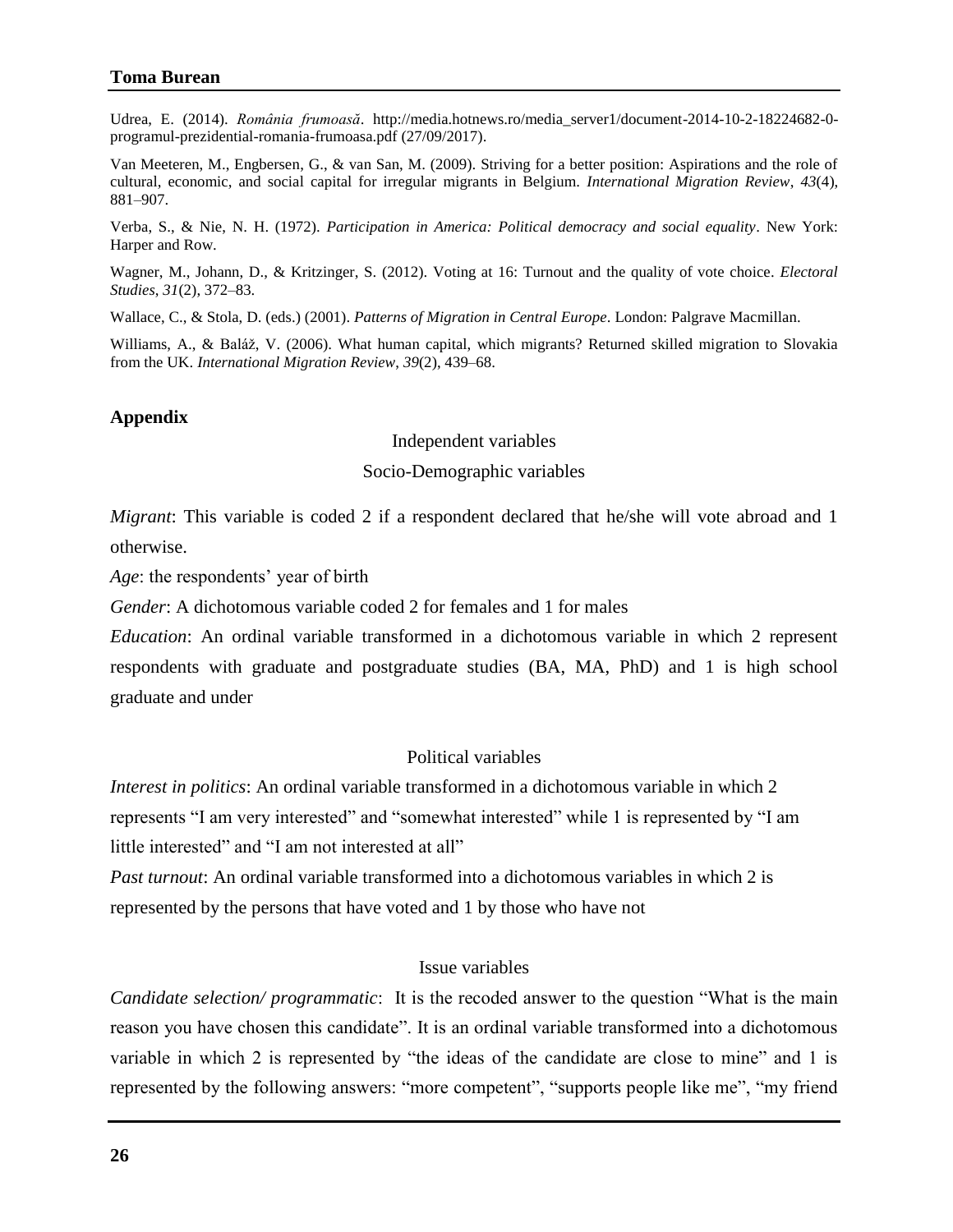Udrea, E. (2014). *România frumoasă*. http://media.hotnews.ro/media_server1/document-2014-10-2-18224682-0-programul-prezidential-romania-frumoasa.pdf (27/09/2017).

Van Meeteren, M., Engbersen, G., & van San, M. (2009). Striving for a better position: Aspirations and the role of cultural, economic, and social capital for irregular migrants in Belgium. *International Migration Review*, *43*(4), 881–907.

Verba, S., & Nie, N. H. (1972). *Participation in America: Political democracy and social equality*. New York: Harper and Row.

Wagner, M., Johann, D., & Kritzinger, S. (2012). Voting at 16: Turnout and the quality of vote choice. *Electoral Studies*, *31*(2), 372–83.

Wallace, C., & Stola, D. (eds.) (2001). *Patterns of Migration in Central Europe*. London: Palgrave Macmillan.

Williams, A., & Baláž, V. (2006). What human capital, which migrants? Returned skilled migration to Slovakia from the UK. *International Migration Review*, *39*(2), 439–68.

## Appendix

Independent variables

Socio-Demographic variables

*Migrant*: This variable is coded 2 if a respondent declared that he/she will vote abroad and 1 otherwise.

*Age*: the respondents' year of birth

*Gender*: A dichotomous variable coded 2 for females and 1 for males

*Education*: An ordinal variable transformed in a dichotomous variable in which 2 represent respondents with graduate and postgraduate studies (BA, MA, PhD) and 1 is high school graduate and under

Political variables

*Interest in politics*: An ordinal variable transformed in a dichotomous variable in which 2 represents "I am very interested" and "somewhat interested" while 1 is represented by "I am little interested" and "I am not interested at all"

*Past turnout*: An ordinal variable transformed into a dichotomous variables in which 2 is represented by the persons that have voted and 1 by those who have not

Issue variables

*Candidate selection/ programmatic*: It is the recoded answer to the question "What is the main reason you have chosen this candidate". It is an ordinal variable transformed into a dichotomous variable in which 2 is represented by "the ideas of the candidate are close to mine" and 1 is represented by the following answers: "more competent", "supports people like me", "my friend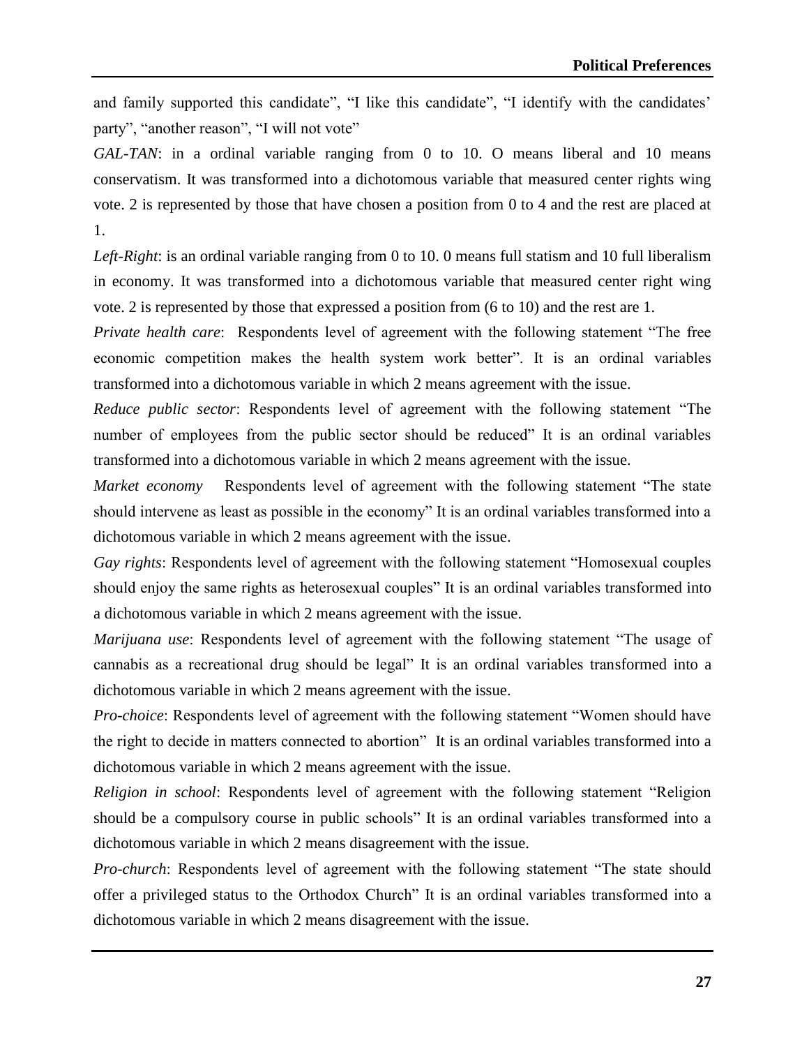and family supported this candidate", "I like this candidate", "I identify with the candidates' party", "another reason", "I will not vote"

*GAL-TAN*: in a ordinal variable ranging from 0 to 10. O means liberal and 10 means conservatism. It was transformed into a dichotomous variable that measured center rights wing vote. 2 is represented by those that have chosen a position from 0 to 4 and the rest are placed at 1.

*Left-Right*: is an ordinal variable ranging from 0 to 10. 0 means full statism and 10 full liberalism in economy. It was transformed into a dichotomous variable that measured center right wing vote. 2 is represented by those that expressed a position from (6 to 10) and the rest are 1.

*Private health care*: Respondents level of agreement with the following statement "The free economic competition makes the health system work better". It is an ordinal variables transformed into a dichotomous variable in which 2 means agreement with the issue.

*Reduce public sector*: Respondents level of agreement with the following statement "The number of employees from the public sector should be reduced" It is an ordinal variables transformed into a dichotomous variable in which 2 means agreement with the issue.

*Market economy* Respondents level of agreement with the following statement "The state should intervene as least as possible in the economy" It is an ordinal variables transformed into a dichotomous variable in which 2 means agreement with the issue.

*Gay rights*: Respondents level of agreement with the following statement "Homosexual couples should enjoy the same rights as heterosexual couples" It is an ordinal variables transformed into a dichotomous variable in which 2 means agreement with the issue.

*Marijuana use*: Respondents level of agreement with the following statement "The usage of cannabis as a recreational drug should be legal" It is an ordinal variables transformed into a dichotomous variable in which 2 means agreement with the issue.

*Pro-choice*: Respondents level of agreement with the following statement "Women should have the right to decide in matters connected to abortion" It is an ordinal variables transformed into a dichotomous variable in which 2 means agreement with the issue.

*Religion in school*: Respondents level of agreement with the following statement "Religion should be a compulsory course in public schools" It is an ordinal variables transformed into a dichotomous variable in which 2 means disagreement with the issue.

*Pro-church*: Respondents level of agreement with the following statement "The state should offer a privileged status to the Orthodox Church" It is an ordinal variables transformed into a dichotomous variable in which 2 means disagreement with the issue.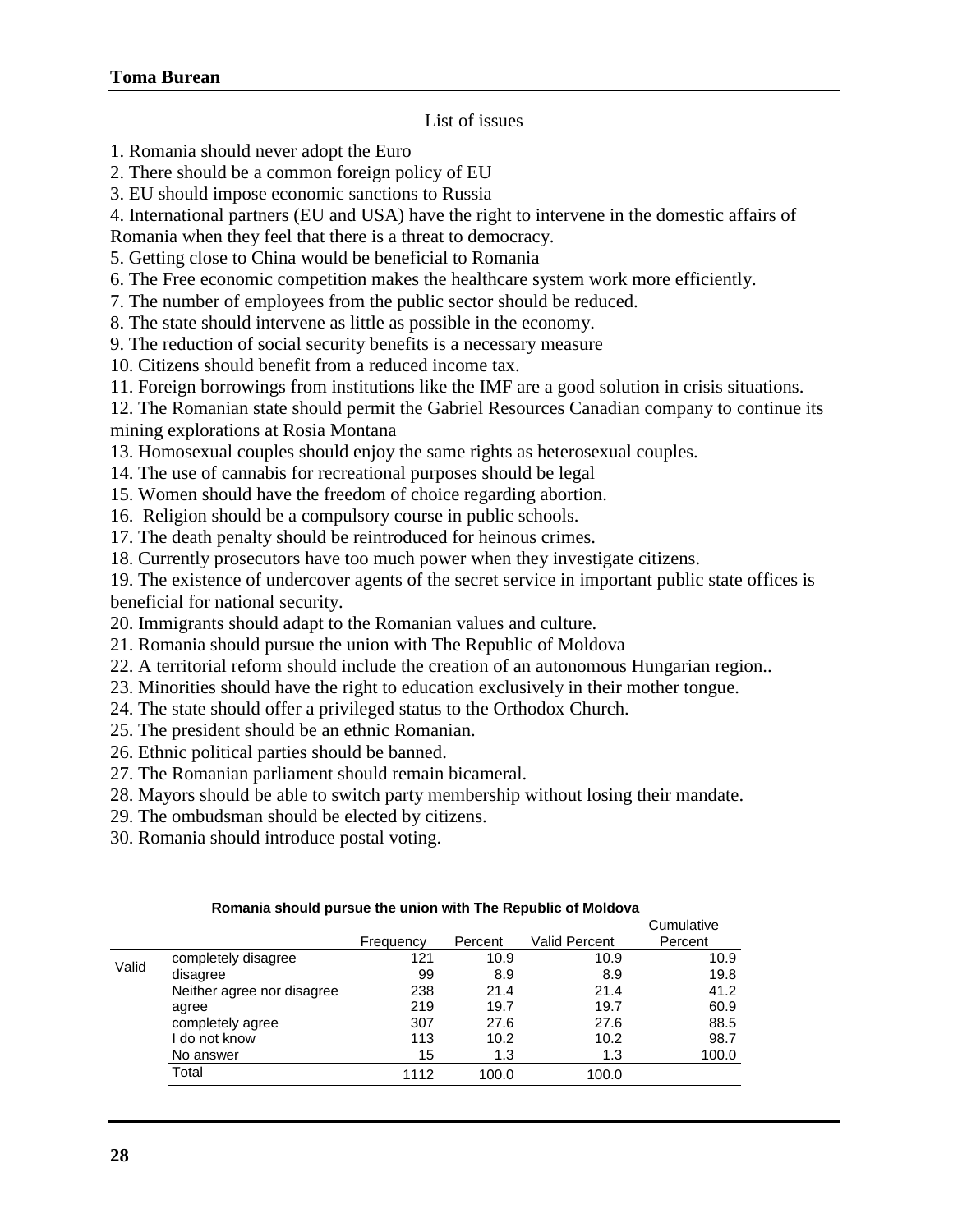List of issues

1. Romania should never adopt the Euro
2. There should be a common foreign policy of EU
3. EU should impose economic sanctions to Russia
4. International partners (EU and USA) have the right to intervene in the domestic affairs of Romania when they feel that there is a threat to democracy.
5. Getting close to China would be beneficial to Romania
6. The Free economic competition makes the healthcare system work more efficiently.
7. The number of employees from the public sector should be reduced.
8. The state should intervene as little as possible in the economy.
9. The reduction of social security benefits is a necessary measure
10. Citizens should benefit from a reduced income tax.
11. Foreign borrowings from institutions like the IMF are a good solution in crisis situations.
12. The Romanian state should permit the Gabriel Resources Canadian company to continue its mining explorations at Rosia Montana
13. Homosexual couples should enjoy the same rights as heterosexual couples.
14. The use of cannabis for recreational purposes should be legal
15. Women should have the freedom of choice regarding abortion.
16. Religion should be a compulsory course in public schools.
17. The death penalty should be reintroduced for heinous crimes.
18. Currently prosecutors have too much power when they investigate citizens.
19. The existence of undercover agents of the secret service in important public state offices is beneficial for national security.
20. Immigrants should adapt to the Romanian values and culture.
21. Romania should pursue the union with The Republic of Moldova
22. A territorial reform should include the creation of an autonomous Hungarian region..
23. Minorities should have the right to education exclusively in their mother tongue.
24. The state should offer a privileged status to the Orthodox Church.
25. The president should be an ethnic Romanian.
26. Ethnic political parties should be banned.
27. The Romanian parliament should remain bicameral.
28. Mayors should be able to switch party membership without losing their mandate.
29. The ombudsman should be elected by citizens.
30. Romania should introduce postal voting.

**Romania should pursue the union with The Republic of Moldova**

| | | Frequency | Percent | Valid Percent | Cumulative Percent |
|---|---|---|---|---|---|
| Valid | completely disagree | 121 | 10.9 | 10.9 | 10.9 |
| | disagree | 99 | 8.9 | 8.9 | 19.8 |
| | Neither agree nor disagree | 238 | 21.4 | 21.4 | 41.2 |
| | agree | 219 | 19.7 | 19.7 | 60.9 |
| | completely agree | 307 | 27.6 | 27.6 | 88.5 |
| | I do not know | 113 | 10.2 | 10.2 | 98.7 |
| | No answer | 15 | 1.3 | 1.3 | 100.0 |
| | Total | 1112 | 100.0 | 100.0 | |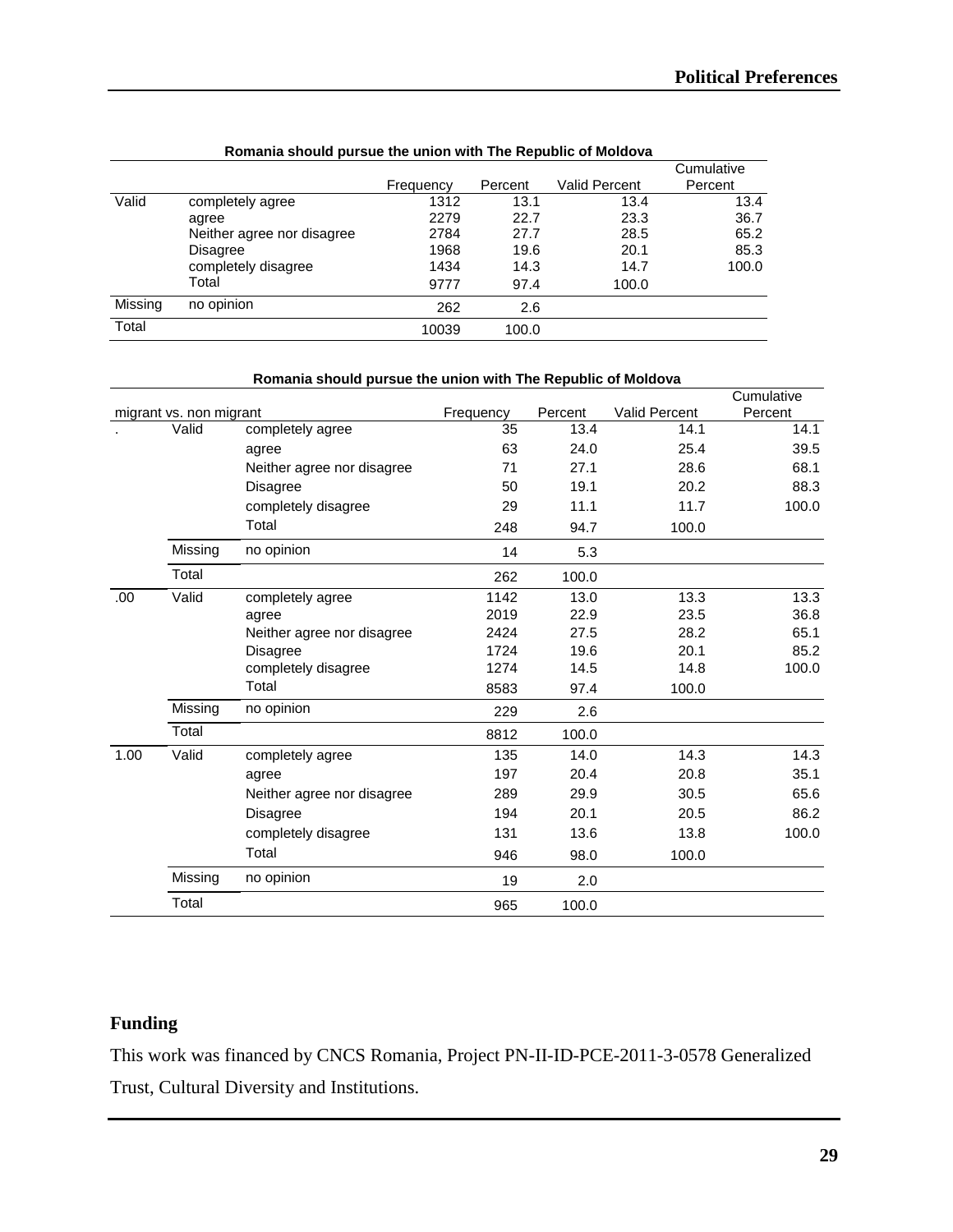**Romania should pursue the union with The Republic of Moldova**

| | | Frequency | Percent | Valid Percent | Cumulative Percent |
|---|---|---|---|---|---|
| Valid | completely agree | 1312 | 13.1 | 13.4 | 13.4 |
| | agree | 2279 | 22.7 | 23.3 | 36.7 |
| | Neither agree nor disagree | 2784 | 27.7 | 28.5 | 65.2 |
| | Disagree | 1968 | 19.6 | 20.1 | 85.3 |
| | completely disagree | 1434 | 14.3 | 14.7 | 100.0 |
| | Total | 9777 | 97.4 | 100.0 | |
| Missing | no opinion | 262 | 2.6 | | |
| Total | | 10039 | 100.0 | | |

**Romania should pursue the union with The Republic of Moldova**

| migrant vs. non migrant | | | Frequency | Percent | Valid Percent | Cumulative Percent |
|---|---|---|---|---|---|---|
| . | Valid | completely agree | 35 | 13.4 | 14.1 | 14.1 |
| | | agree | 63 | 24.0 | 25.4 | 39.5 |
| | | Neither agree nor disagree | 71 | 27.1 | 28.6 | 68.1 |
| | | Disagree | 50 | 19.1 | 20.2 | 88.3 |
| | | completely disagree | 29 | 11.1 | 11.7 | 100.0 |
| | | Total | 248 | 94.7 | 100.0 | |
| | Missing | no opinion | 14 | 5.3 | | |
| | Total | | 262 | 100.0 | | |
| .00 | Valid | completely agree | 1142 | 13.0 | 13.3 | 13.3 |
| | | agree | 2019 | 22.9 | 23.5 | 36.8 |
| | | Neither agree nor disagree | 2424 | 27.5 | 28.2 | 65.1 |
| | | Disagree | 1724 | 19.6 | 20.1 | 85.2 |
| | | completely disagree | 1274 | 14.5 | 14.8 | 100.0 |
| | | Total | 8583 | 97.4 | 100.0 | |
| | Missing | no opinion | 229 | 2.6 | | |
| | Total | | 8812 | 100.0 | | |
| 1.00 | Valid | completely agree | 135 | 14.0 | 14.3 | 14.3 |
| | | agree | 197 | 20.4 | 20.8 | 35.1 |
| | | Neither agree nor disagree | 289 | 29.9 | 30.5 | 65.6 |
| | | Disagree | 194 | 20.1 | 20.5 | 86.2 |
| | | completely disagree | 131 | 13.6 | 13.8 | 100.0 |
| | | Total | 946 | 98.0 | 100.0 | |
| | Missing | no opinion | 19 | 2.0 | | |
| | Total | | 965 | 100.0 | | |

## Funding

This work was financed by CNCS Romania, Project PN-II-ID-PCE-2011-3-0578 Generalized Trust, Cultural Diversity and Institutions.